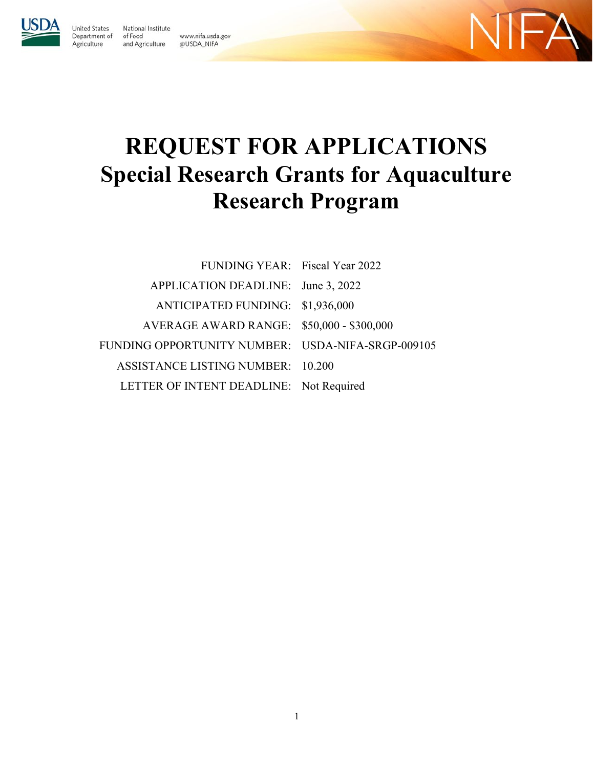United States Department of Agriculture | National Institute of Food and Agriculture | www.nifa.usda.gov | @USDA_NIFA

NIFA

# REQUEST FOR APPLICATIONS
## Special Research Grants for Aquaculture Research Program

| | |
|---|---|
| FUNDING YEAR: | Fiscal Year 2022 |
| APPLICATION DEADLINE: | June 3, 2022 |
| ANTICIPATED FUNDING: | $1,936,000 |
| AVERAGE AWARD RANGE: | $50,000 - $300,000 |
| FUNDING OPPORTUNITY NUMBER: | USDA-NIFA-SRGP-009105 |
| ASSISTANCE LISTING NUMBER: | 10.200 |
| LETTER OF INTENT DEADLINE: | Not Required |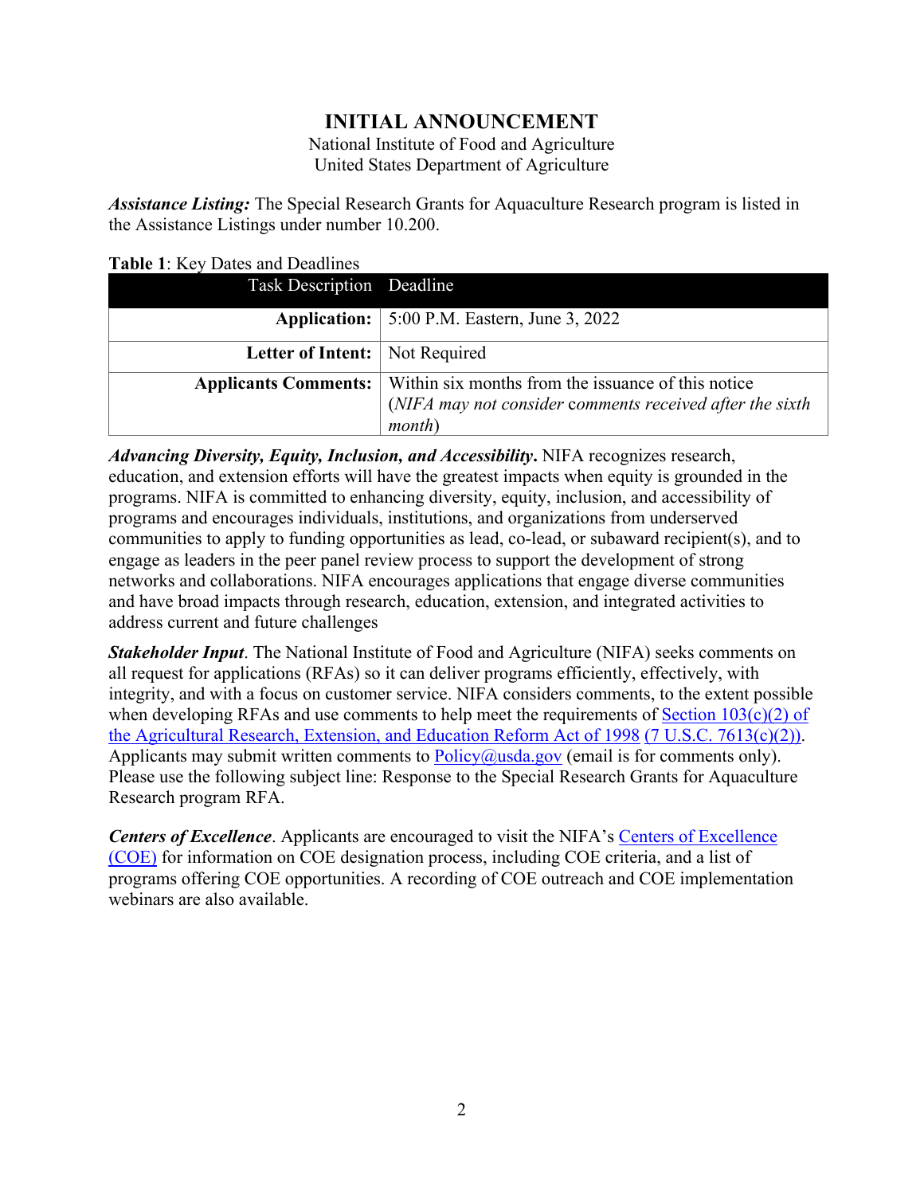# INITIAL ANNOUNCEMENT

National Institute of Food and Agriculture
United States Department of Agriculture

***Assistance Listing:*** The Special Research Grants for Aquaculture Research program is listed in the Assistance Listings under number 10.200.

**Table 1**: Key Dates and Deadlines

| Task Description | Deadline |
|---|---|
| **Application:** | 5:00 P.M. Eastern, June 3, 2022 |
| **Letter of Intent:** | Not Required |
| **Applicants Comments:** | Within six months from the issuance of this notice (*NIFA may not consider comments received after the sixth month*) |

***Advancing Diversity, Equity, Inclusion, and Accessibility*.** NIFA recognizes research, education, and extension efforts will have the greatest impacts when equity is grounded in the programs. NIFA is committed to enhancing diversity, equity, inclusion, and accessibility of programs and encourages individuals, institutions, and organizations from underserved communities to apply to funding opportunities as lead, co-lead, or subaward recipient(s), and to engage as leaders in the peer panel review process to support the development of strong networks and collaborations. NIFA encourages applications that engage diverse communities and have broad impacts through research, education, extension, and integrated activities to address current and future challenges

***Stakeholder Input***. The National Institute of Food and Agriculture (NIFA) seeks comments on all request for applications (RFAs) so it can deliver programs efficiently, effectively, with integrity, and with a focus on customer service. NIFA considers comments, to the extent possible when developing RFAs and use comments to help meet the requirements of Section 103(c)(2) of the Agricultural Research, Extension, and Education Reform Act of 1998 (7 U.S.C. 7613(c)(2)). Applicants may submit written comments to Policy@usda.gov (email is for comments only). Please use the following subject line: Response to the Special Research Grants for Aquaculture Research program RFA.

***Centers of Excellence***. Applicants are encouraged to visit the NIFA's Centers of Excellence (COE) for information on COE designation process, including COE criteria, and a list of programs offering COE opportunities. A recording of COE outreach and COE implementation webinars are also available.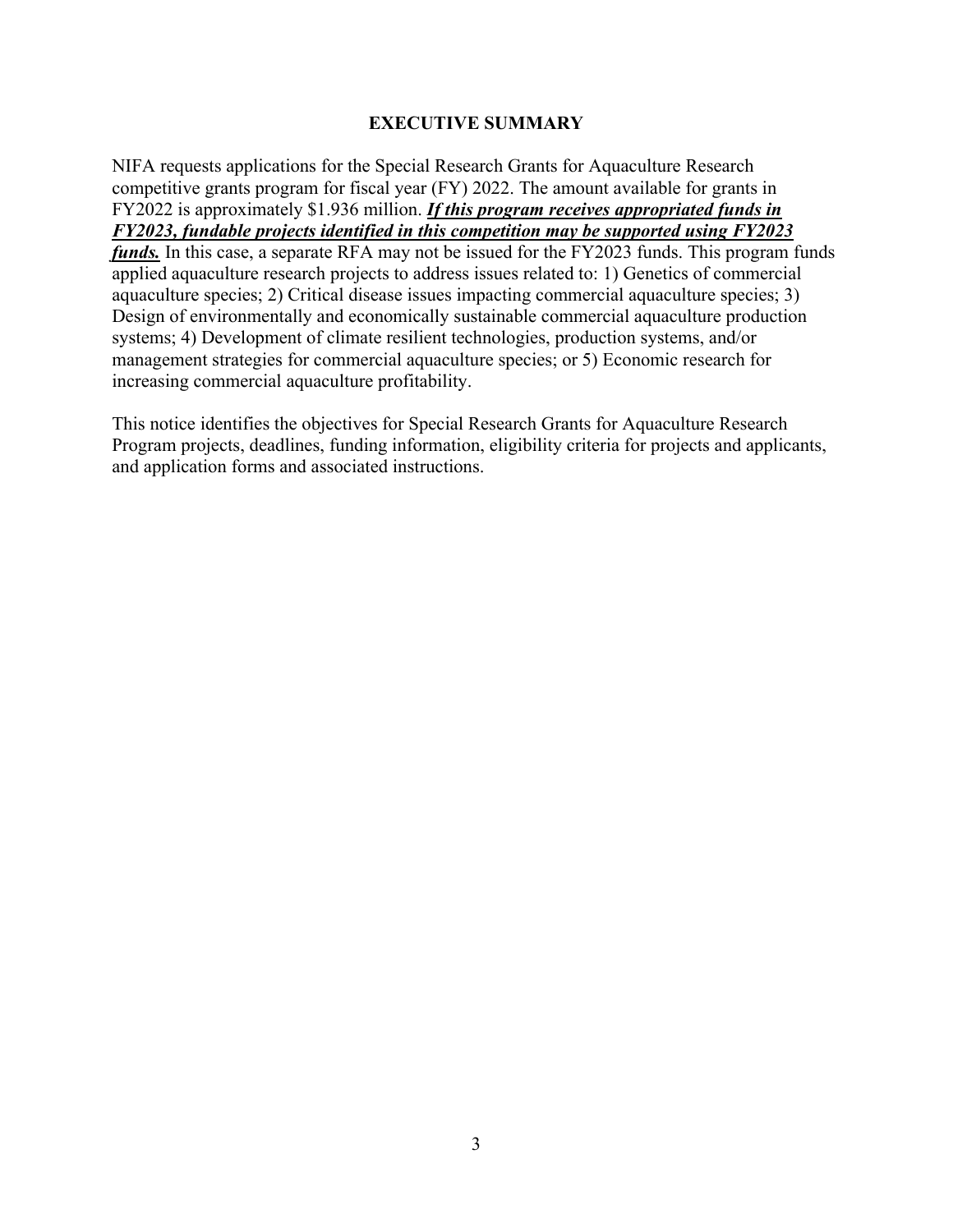# EXECUTIVE SUMMARY

NIFA requests applications for the Special Research Grants for Aquaculture Research competitive grants program for fiscal year (FY) 2022. The amount available for grants in FY2022 is approximately $1.936 million. ***If this program receives appropriated funds in FY2023, fundable projects identified in this competition may be supported using FY2023 funds.*** In this case, a separate RFA may not be issued for the FY2023 funds. This program funds applied aquaculture research projects to address issues related to: 1) Genetics of commercial aquaculture species; 2) Critical disease issues impacting commercial aquaculture species; 3) Design of environmentally and economically sustainable commercial aquaculture production systems; 4) Development of climate resilient technologies, production systems, and/or management strategies for commercial aquaculture species; or 5) Economic research for increasing commercial aquaculture profitability.

This notice identifies the objectives for Special Research Grants for Aquaculture Research Program projects, deadlines, funding information, eligibility criteria for projects and applicants, and application forms and associated instructions.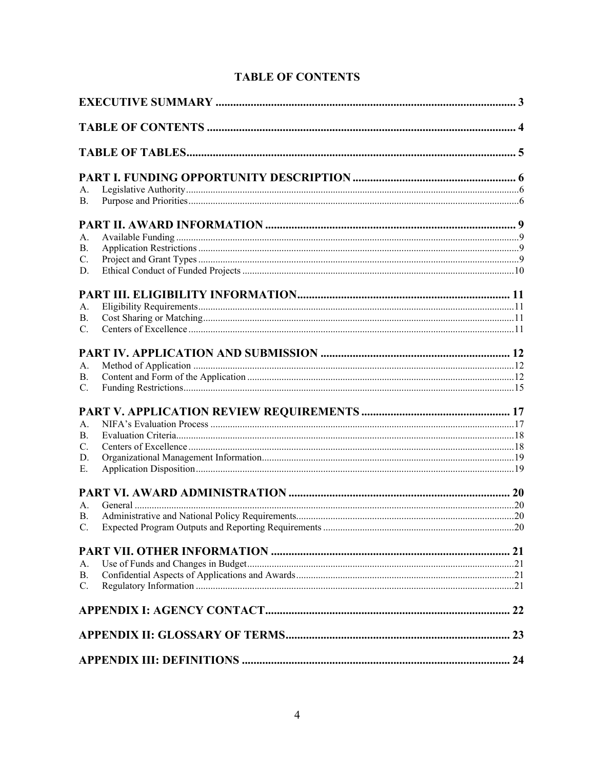# TABLE OF CONTENTS

**EXECUTIVE SUMMARY** .......... 3

**TABLE OF CONTENTS** .......... 4

**TABLE OF TABLES** .......... 5

**PART I. FUNDING OPPORTUNITY DESCRIPTION** .......... 6

A. Legislative Authority .......... 6
B. Purpose and Priorities .......... 6

**PART II. AWARD INFORMATION** .......... 9

A. Available Funding .......... 9
B. Application Restrictions .......... 9
C. Project and Grant Types .......... 9
D. Ethical Conduct of Funded Projects .......... 10

**PART III. ELIGIBILITY INFORMATION** .......... 11

A. Eligibility Requirements .......... 11
B. Cost Sharing or Matching .......... 11
C. Centers of Excellence .......... 11

**PART IV. APPLICATION AND SUBMISSION** .......... 12

A. Method of Application .......... 12
B. Content and Form of the Application .......... 12
C. Funding Restrictions .......... 15

**PART V. APPLICATION REVIEW REQUIREMENTS** .......... 17

A. NIFA's Evaluation Process .......... 17
B. Evaluation Criteria .......... 18
C. Centers of Excellence .......... 18
D. Organizational Management Information .......... 19
E. Application Disposition .......... 19

**PART VI. AWARD ADMINISTRATION** .......... 20

A. General .......... 20
B. Administrative and National Policy Requirements .......... 20
C. Expected Program Outputs and Reporting Requirements .......... 20

**PART VII. OTHER INFORMATION** .......... 21

A. Use of Funds and Changes in Budget .......... 21
B. Confidential Aspects of Applications and Awards .......... 21
C. Regulatory Information .......... 21

**APPENDIX I: AGENCY CONTACT** .......... 22

**APPENDIX II: GLOSSARY OF TERMS** .......... 23

**APPENDIX III: DEFINITIONS** .......... 24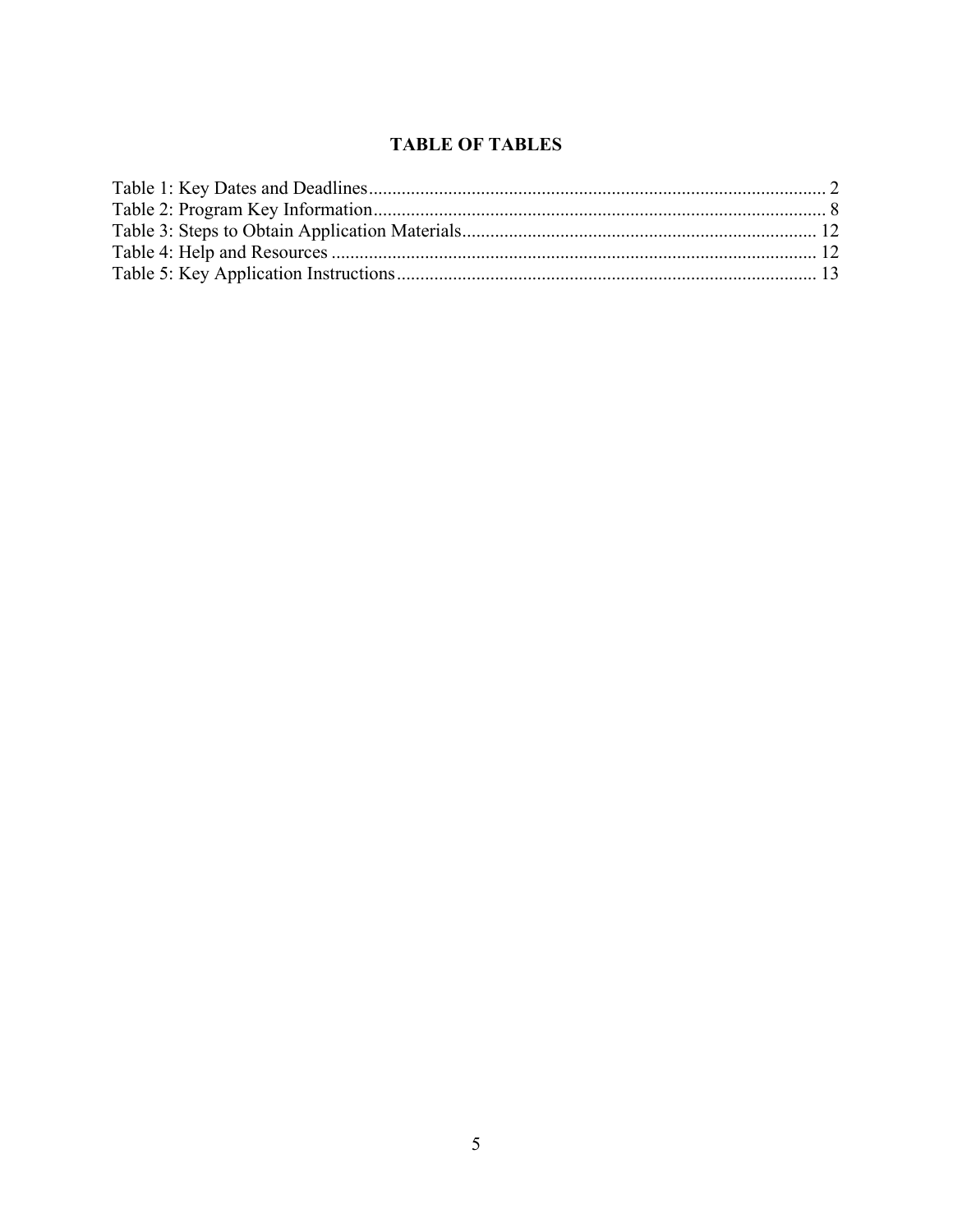## TABLE OF TABLES

Table 1: Key Dates and Deadlines ............................................................ 2
Table 2: Program Key Information ............................................................ 8
Table 3: Steps to Obtain Application Materials ............................................................ 12
Table 4: Help and Resources ............................................................ 12
Table 5: Key Application Instructions ............................................................ 13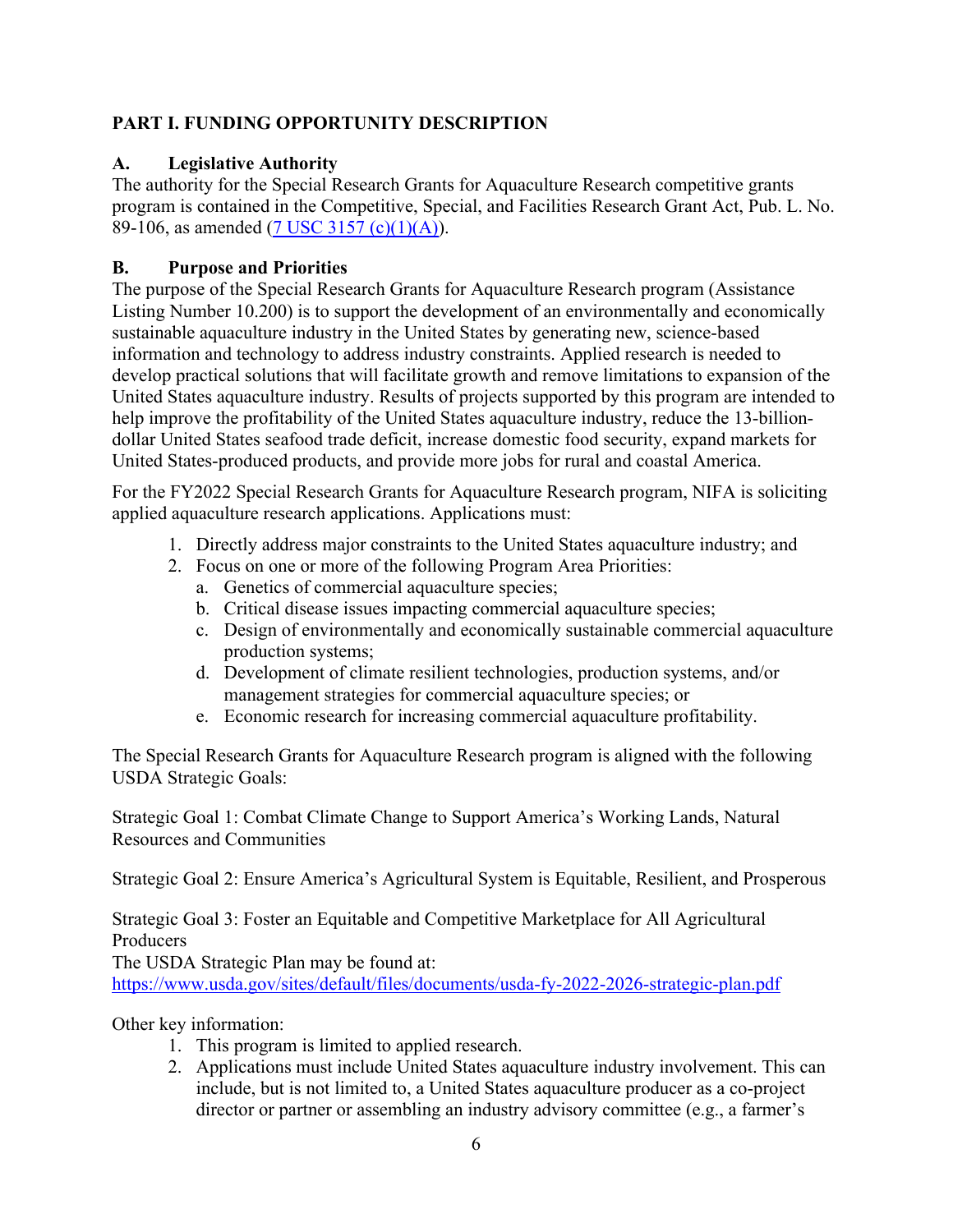## PART I. FUNDING OPPORTUNITY DESCRIPTION

### A. Legislative Authority

The authority for the Special Research Grants for Aquaculture Research competitive grants program is contained in the Competitive, Special, and Facilities Research Grant Act, Pub. L. No. 89-106, as amended ([7 USC 3157 (c)(1)(A)](https://www.law.cornell.edu/uscode/text/7/3157)).

### B. Purpose and Priorities

The purpose of the Special Research Grants for Aquaculture Research program (Assistance Listing Number 10.200) is to support the development of an environmentally and economically sustainable aquaculture industry in the United States by generating new, science-based information and technology to address industry constraints. Applied research is needed to develop practical solutions that will facilitate growth and remove limitations to expansion of the United States aquaculture industry. Results of projects supported by this program are intended to help improve the profitability of the United States aquaculture industry, reduce the 13-billion-dollar United States seafood trade deficit, increase domestic food security, expand markets for United States-produced products, and provide more jobs for rural and coastal America.

For the FY2022 Special Research Grants for Aquaculture Research program, NIFA is soliciting applied aquaculture research applications. Applications must:

1. Directly address major constraints to the United States aquaculture industry; and
2. Focus on one or more of the following Program Area Priorities:
   a. Genetics of commercial aquaculture species;
   b. Critical disease issues impacting commercial aquaculture species;
   c. Design of environmentally and economically sustainable commercial aquaculture production systems;
   d. Development of climate resilient technologies, production systems, and/or management strategies for commercial aquaculture species; or
   e. Economic research for increasing commercial aquaculture profitability.

The Special Research Grants for Aquaculture Research program is aligned with the following USDA Strategic Goals:

Strategic Goal 1: Combat Climate Change to Support America's Working Lands, Natural Resources and Communities

Strategic Goal 2: Ensure America's Agricultural System is Equitable, Resilient, and Prosperous

Strategic Goal 3: Foster an Equitable and Competitive Marketplace for All Agricultural Producers

The USDA Strategic Plan may be found at:
https://www.usda.gov/sites/default/files/documents/usda-fy-2022-2026-strategic-plan.pdf

Other key information:

1. This program is limited to applied research.
2. Applications must include United States aquaculture industry involvement. This can include, but is not limited to, a United States aquaculture producer as a co-project director or partner or assembling an industry advisory committee (e.g., a farmer's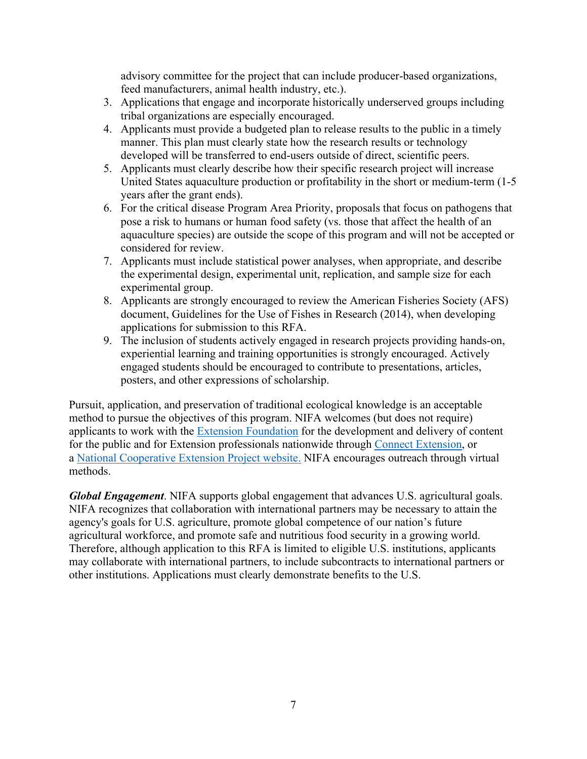advisory committee for the project that can include producer-based organizations, feed manufacturers, animal health industry, etc.).

3. Applications that engage and incorporate historically underserved groups including tribal organizations are especially encouraged.
4. Applicants must provide a budgeted plan to release results to the public in a timely manner. This plan must clearly state how the research results or technology developed will be transferred to end-users outside of direct, scientific peers.
5. Applicants must clearly describe how their specific research project will increase United States aquaculture production or profitability in the short or medium-term (1-5 years after the grant ends).
6. For the critical disease Program Area Priority, proposals that focus on pathogens that pose a risk to humans or human food safety (vs. those that affect the health of an aquaculture species) are outside the scope of this program and will not be accepted or considered for review.
7. Applicants must include statistical power analyses, when appropriate, and describe the experimental design, experimental unit, replication, and sample size for each experimental group.
8. Applicants are strongly encouraged to review the American Fisheries Society (AFS) document, Guidelines for the Use of Fishes in Research (2014), when developing applications for submission to this RFA.
9. The inclusion of students actively engaged in research projects providing hands-on, experiential learning and training opportunities is strongly encouraged. Actively engaged students should be encouraged to contribute to presentations, articles, posters, and other expressions of scholarship.

Pursuit, application, and preservation of traditional ecological knowledge is an acceptable method to pursue the objectives of this program. NIFA welcomes (but does not require) applicants to work with the Extension Foundation for the development and delivery of content for the public and for Extension professionals nationwide through Connect Extension, or a National Cooperative Extension Project website. NIFA encourages outreach through virtual methods.

***Global Engagement***. NIFA supports global engagement that advances U.S. agricultural goals. NIFA recognizes that collaboration with international partners may be necessary to attain the agency's goals for U.S. agriculture, promote global competence of our nation's future agricultural workforce, and promote safe and nutritious food security in a growing world. Therefore, although application to this RFA is limited to eligible U.S. institutions, applicants may collaborate with international partners, to include subcontracts to international partners or other institutions. Applications must clearly demonstrate benefits to the U.S.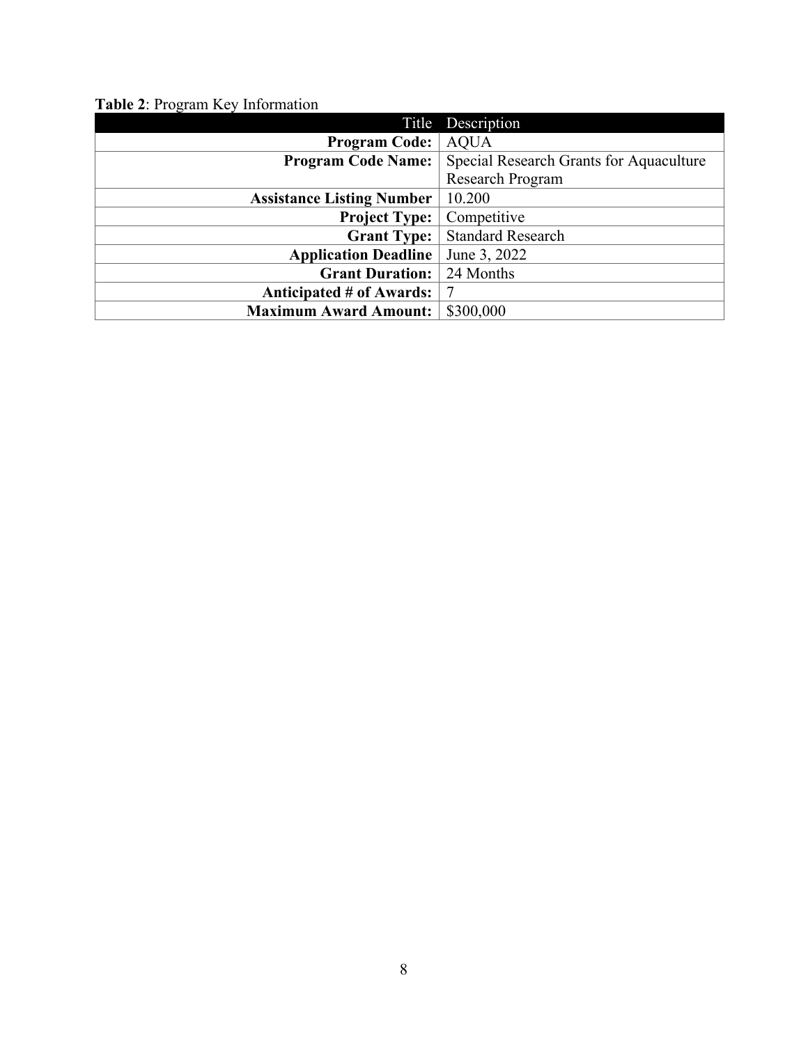**Table 2**: Program Key Information

| Title | Description |
|---|---|
| **Program Code:** | AQUA |
| **Program Code Name:** | Special Research Grants for Aquaculture Research Program |
| **Assistance Listing Number** | 10.200 |
| **Project Type:** | Competitive |
| **Grant Type:** | Standard Research |
| **Application Deadline** | June 3, 2022 |
| **Grant Duration:** | 24 Months |
| **Anticipated # of Awards:** | 7 |
| **Maximum Award Amount:** | $300,000 |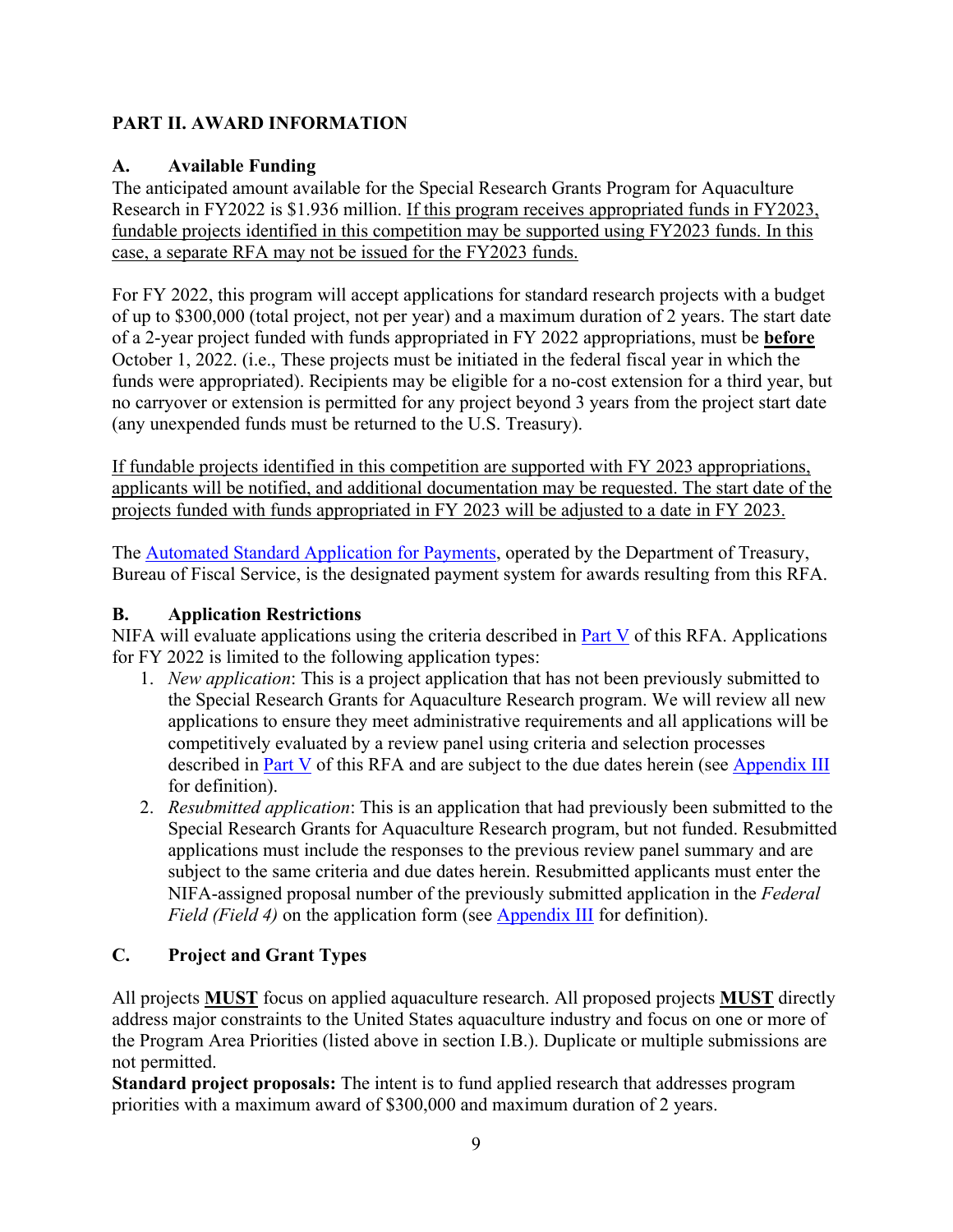## PART II. AWARD INFORMATION

### A. Available Funding

The anticipated amount available for the Special Research Grants Program for Aquaculture Research in FY2022 is $1.936 million. <u>If this program receives appropriated funds in FY2023, fundable projects identified in this competition may be supported using FY2023 funds. In this case, a separate RFA may not be issued for the FY2023 funds.</u>

For FY 2022, this program will accept applications for standard research projects with a budget of up to $300,000 (total project, not per year) and a maximum duration of 2 years. The start date of a 2-year project funded with funds appropriated in FY 2022 appropriations, must be **<u>before</u>** October 1, 2022. (i.e., These projects must be initiated in the federal fiscal year in which the funds were appropriated). Recipients may be eligible for a no-cost extension for a third year, but no carryover or extension is permitted for any project beyond 3 years from the project start date (any unexpended funds must be returned to the U.S. Treasury).

<u>If fundable projects identified in this competition are supported with FY 2023 appropriations, applicants will be notified, and additional documentation may be requested. The start date of the projects funded with funds appropriated in FY 2023 will be adjusted to a date in FY 2023.</u>

The [Automated Standard Application for Payments](), operated by the Department of Treasury, Bureau of Fiscal Service, is the designated payment system for awards resulting from this RFA.

### B. Application Restrictions

NIFA will evaluate applications using the criteria described in [Part V]() of this RFA. Applications for FY 2022 is limited to the following application types:

1. *New application*: This is a project application that has not been previously submitted to the Special Research Grants for Aquaculture Research program. We will review all new applications to ensure they meet administrative requirements and all applications will be competitively evaluated by a review panel using criteria and selection processes described in [Part V]() of this RFA and are subject to the due dates herein (see [Appendix III]() for definition).
2. *Resubmitted application*: This is an application that had previously been submitted to the Special Research Grants for Aquaculture Research program, but not funded. Resubmitted applications must include the responses to the previous review panel summary and are subject to the same criteria and due dates herein. Resubmitted applicants must enter the NIFA-assigned proposal number of the previously submitted application in the *Federal Field (Field 4)* on the application form (see [Appendix III]() for definition).

### C. Project and Grant Types

All projects **<u>MUST</u>** focus on applied aquaculture research. All proposed projects **<u>MUST</u>** directly address major constraints to the United States aquaculture industry and focus on one or more of the Program Area Priorities (listed above in section I.B.). Duplicate or multiple submissions are not permitted.

**Standard project proposals:** The intent is to fund applied research that addresses program priorities with a maximum award of $300,000 and maximum duration of 2 years.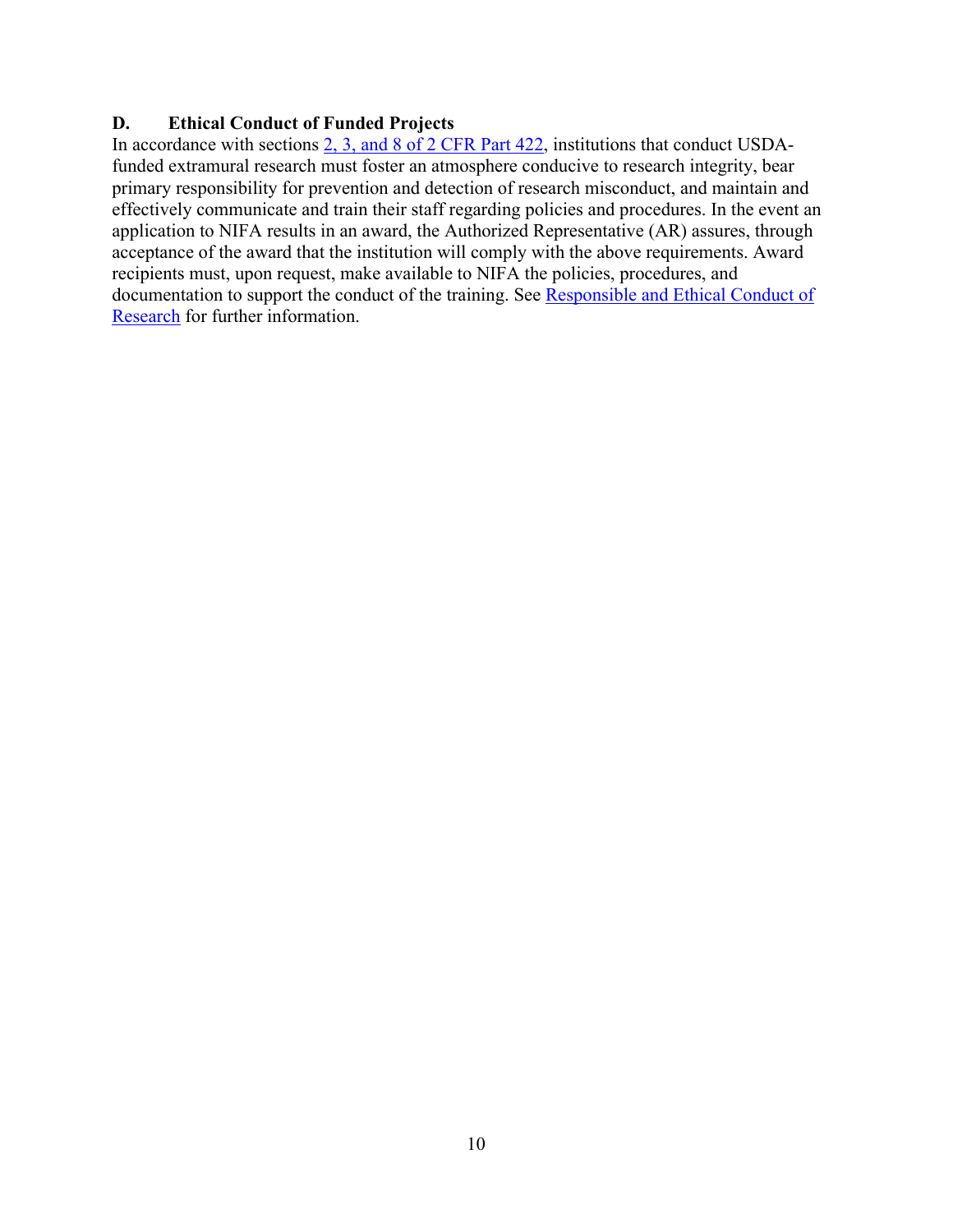### D. Ethical Conduct of Funded Projects

In accordance with sections 2, 3, and 8 of 2 CFR Part 422, institutions that conduct USDA-funded extramural research must foster an atmosphere conducive to research integrity, bear primary responsibility for prevention and detection of research misconduct, and maintain and effectively communicate and train their staff regarding policies and procedures. In the event an application to NIFA results in an award, the Authorized Representative (AR) assures, through acceptance of the award that the institution will comply with the above requirements. Award recipients must, upon request, make available to NIFA the policies, procedures, and documentation to support the conduct of the training. See Responsible and Ethical Conduct of Research for further information.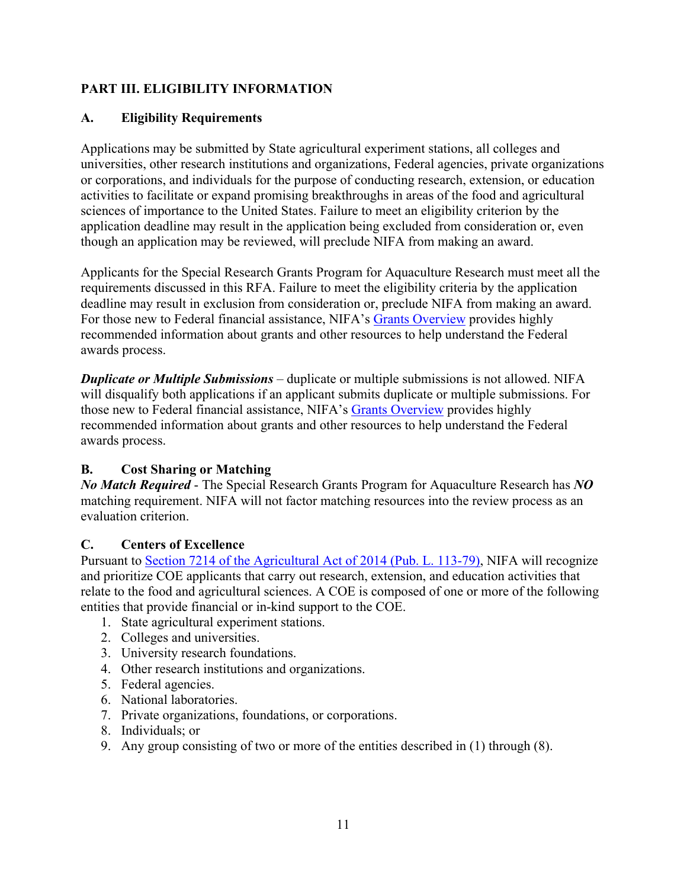## PART III. ELIGIBILITY INFORMATION

### A. Eligibility Requirements

Applications may be submitted by State agricultural experiment stations, all colleges and universities, other research institutions and organizations, Federal agencies, private organizations or corporations, and individuals for the purpose of conducting research, extension, or education activities to facilitate or expand promising breakthroughs in areas of the food and agricultural sciences of importance to the United States. Failure to meet an eligibility criterion by the application deadline may result in the application being excluded from consideration or, even though an application may be reviewed, will preclude NIFA from making an award.

Applicants for the Special Research Grants Program for Aquaculture Research must meet all the requirements discussed in this RFA. Failure to meet the eligibility criteria by the application deadline may result in exclusion from consideration or, preclude NIFA from making an award. For those new to Federal financial assistance, NIFA's Grants Overview provides highly recommended information about grants and other resources to help understand the Federal awards process.

***Duplicate or Multiple Submissions*** – duplicate or multiple submissions is not allowed. NIFA will disqualify both applications if an applicant submits duplicate or multiple submissions. For those new to Federal financial assistance, NIFA's Grants Overview provides highly recommended information about grants and other resources to help understand the Federal awards process.

### B. Cost Sharing or Matching

***No Match Required*** - The Special Research Grants Program for Aquaculture Research has ***NO*** matching requirement. NIFA will not factor matching resources into the review process as an evaluation criterion.

### C. Centers of Excellence

Pursuant to Section 7214 of the Agricultural Act of 2014 (Pub. L. 113-79), NIFA will recognize and prioritize COE applicants that carry out research, extension, and education activities that relate to the food and agricultural sciences. A COE is composed of one or more of the following entities that provide financial or in-kind support to the COE.

1. State agricultural experiment stations.
2. Colleges and universities.
3. University research foundations.
4. Other research institutions and organizations.
5. Federal agencies.
6. National laboratories.
7. Private organizations, foundations, or corporations.
8. Individuals; or
9. Any group consisting of two or more of the entities described in (1) through (8).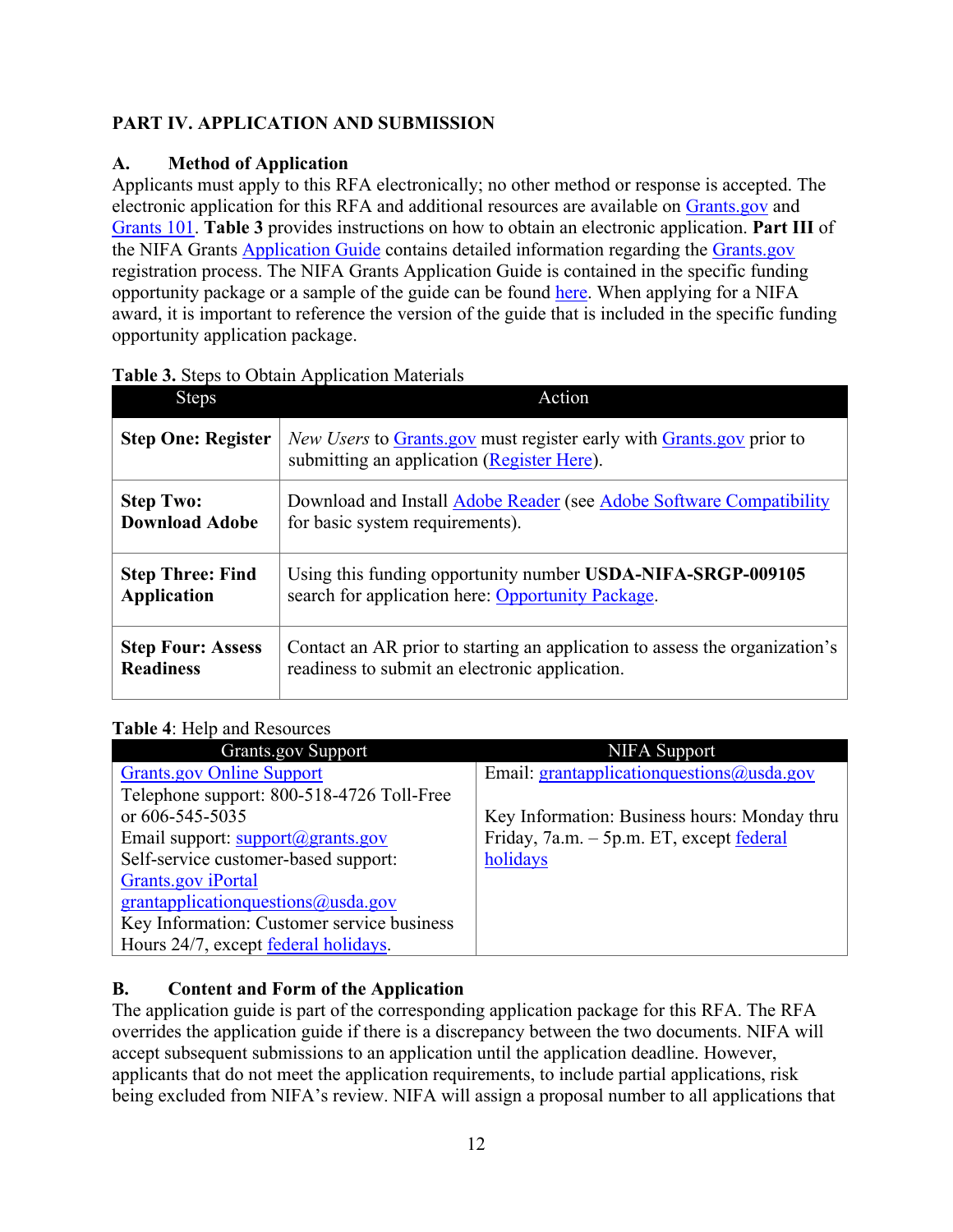## PART IV. APPLICATION AND SUBMISSION

### A. Method of Application

Applicants must apply to this RFA electronically; no other method or response is accepted. The electronic application for this RFA and additional resources are available on Grants.gov and Grants 101. **Table 3** provides instructions on how to obtain an electronic application. **Part III** of the NIFA Grants Application Guide contains detailed information regarding the Grants.gov registration process. The NIFA Grants Application Guide is contained in the specific funding opportunity package or a sample of the guide can be found here. When applying for a NIFA award, it is important to reference the version of the guide that is included in the specific funding opportunity application package.

**Table 3.** Steps to Obtain Application Materials

| Steps | Action |
|---|---|
| **Step One: Register** | *New Users* to Grants.gov must register early with Grants.gov prior to submitting an application (Register Here). |
| **Step Two: Download Adobe** | Download and Install Adobe Reader (see Adobe Software Compatibility for basic system requirements). |
| **Step Three: Find Application** | Using this funding opportunity number **USDA-NIFA-SRGP-009105** search for application here: Opportunity Package. |
| **Step Four: Assess Readiness** | Contact an AR prior to starting an application to assess the organization's readiness to submit an electronic application. |

**Table 4**: Help and Resources

| Grants.gov Support | NIFA Support |
|---|---|
| Grants.gov Online Support<br>Telephone support: 800-518-4726 Toll-Free or 606-545-5035<br>Email support: support@grants.gov<br>Self-service customer-based support: Grants.gov iPortal<br>grantapplicationquestions@usda.gov<br>Key Information: Customer service business Hours 24/7, except federal holidays. | Email: grantapplicationquestions@usda.gov<br><br>Key Information: Business hours: Monday thru Friday, 7a.m. – 5p.m. ET, except federal holidays |

### B. Content and Form of the Application

The application guide is part of the corresponding application package for this RFA. The RFA overrides the application guide if there is a discrepancy between the two documents. NIFA will accept subsequent submissions to an application until the application deadline. However, applicants that do not meet the application requirements, to include partial applications, risk being excluded from NIFA's review. NIFA will assign a proposal number to all applications that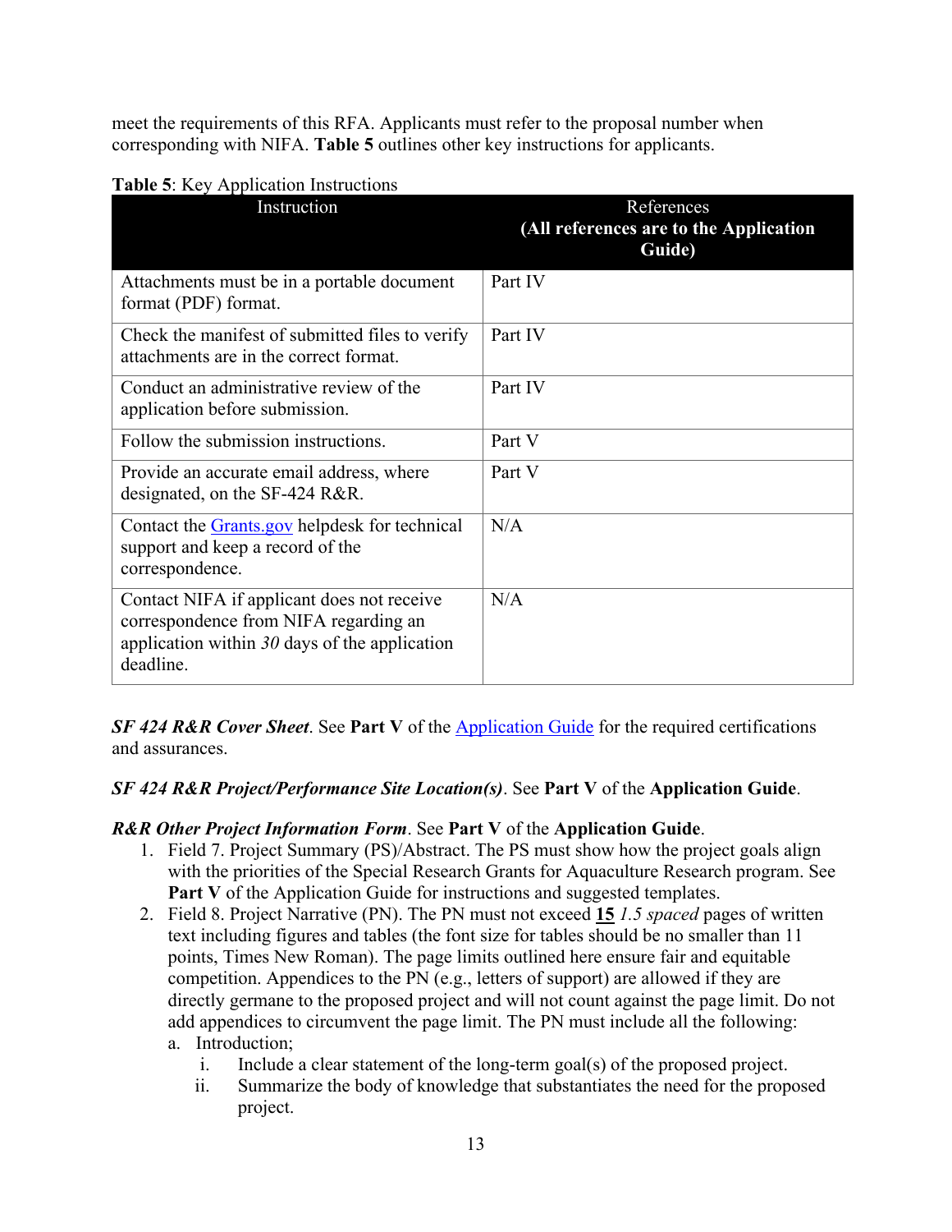meet the requirements of this RFA. Applicants must refer to the proposal number when corresponding with NIFA. **Table 5** outlines other key instructions for applicants.

**Table 5**: Key Application Instructions

| Instruction | References **(All references are to the Application Guide)** |
|---|---|
| Attachments must be in a portable document format (PDF) format. | Part IV |
| Check the manifest of submitted files to verify attachments are in the correct format. | Part IV |
| Conduct an administrative review of the application before submission. | Part IV |
| Follow the submission instructions. | Part V |
| Provide an accurate email address, where designated, on the SF-424 R&R. | Part V |
| Contact the Grants.gov helpdesk for technical support and keep a record of the correspondence. | N/A |
| Contact NIFA if applicant does not receive correspondence from NIFA regarding an application within *30* days of the application deadline. | N/A |

***SF 424 R&R Cover Sheet***. See **Part V** of the Application Guide for the required certifications and assurances.

***SF 424 R&R Project/Performance Site Location(s)***. See **Part V** of the **Application Guide**.

***R&R Other Project Information Form***. See **Part V** of the **Application Guide**.

1. Field 7. Project Summary (PS)/Abstract. The PS must show how the project goals align with the priorities of the Special Research Grants for Aquaculture Research program. See **Part V** of the Application Guide for instructions and suggested templates.
2. Field 8. Project Narrative (PN). The PN must not exceed **15** *1.5 spaced* pages of written text including figures and tables (the font size for tables should be no smaller than 11 points, Times New Roman). The page limits outlined here ensure fair and equitable competition. Appendices to the PN (e.g., letters of support) are allowed if they are directly germane to the proposed project and will not count against the page limit. Do not add appendices to circumvent the page limit. The PN must include all the following:
   a. Introduction;
      i. Include a clear statement of the long-term goal(s) of the proposed project.
      ii. Summarize the body of knowledge that substantiates the need for the proposed project.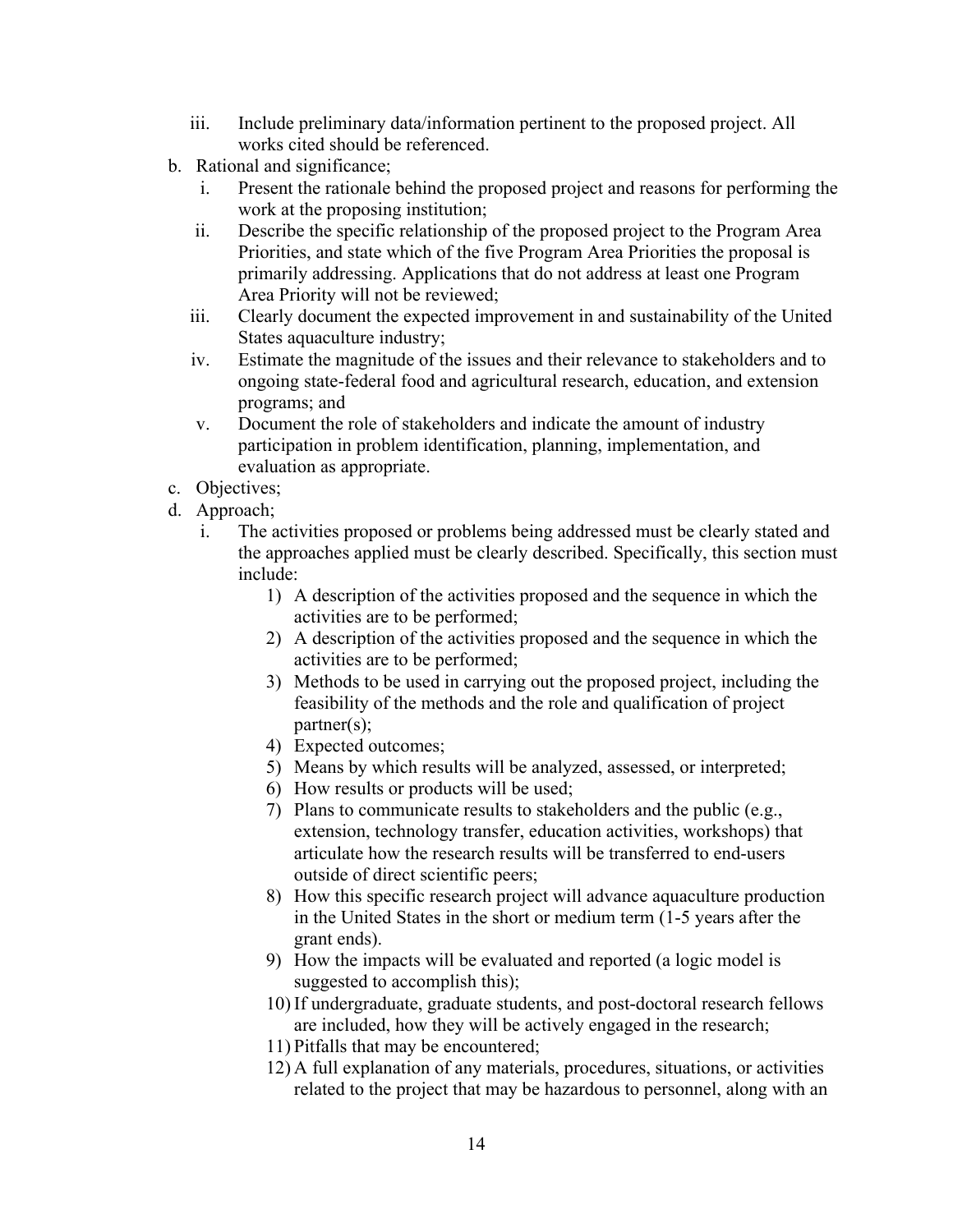iii. Include preliminary data/information pertinent to the proposed project. All works cited should be referenced.

b. Rational and significance;
   i. Present the rationale behind the proposed project and reasons for performing the work at the proposing institution;
   ii. Describe the specific relationship of the proposed project to the Program Area Priorities, and state which of the five Program Area Priorities the proposal is primarily addressing. Applications that do not address at least one Program Area Priority will not be reviewed;
   iii. Clearly document the expected improvement in and sustainability of the United States aquaculture industry;
   iv. Estimate the magnitude of the issues and their relevance to stakeholders and to ongoing state-federal food and agricultural research, education, and extension programs; and
   v. Document the role of stakeholders and indicate the amount of industry participation in problem identification, planning, implementation, and evaluation as appropriate.

c. Objectives;

d. Approach;
   i. The activities proposed or problems being addressed must be clearly stated and the approaches applied must be clearly described. Specifically, this section must include:
      1) A description of the activities proposed and the sequence in which the activities are to be performed;
      2) A description of the activities proposed and the sequence in which the activities are to be performed;
      3) Methods to be used in carrying out the proposed project, including the feasibility of the methods and the role and qualification of project partner(s);
      4) Expected outcomes;
      5) Means by which results will be analyzed, assessed, or interpreted;
      6) How results or products will be used;
      7) Plans to communicate results to stakeholders and the public (e.g., extension, technology transfer, education activities, workshops) that articulate how the research results will be transferred to end-users outside of direct scientific peers;
      8) How this specific research project will advance aquaculture production in the United States in the short or medium term (1-5 years after the grant ends).
      9) How the impacts will be evaluated and reported (a logic model is suggested to accomplish this);
      10) If undergraduate, graduate students, and post-doctoral research fellows are included, how they will be actively engaged in the research;
      11) Pitfalls that may be encountered;
      12) A full explanation of any materials, procedures, situations, or activities related to the project that may be hazardous to personnel, along with an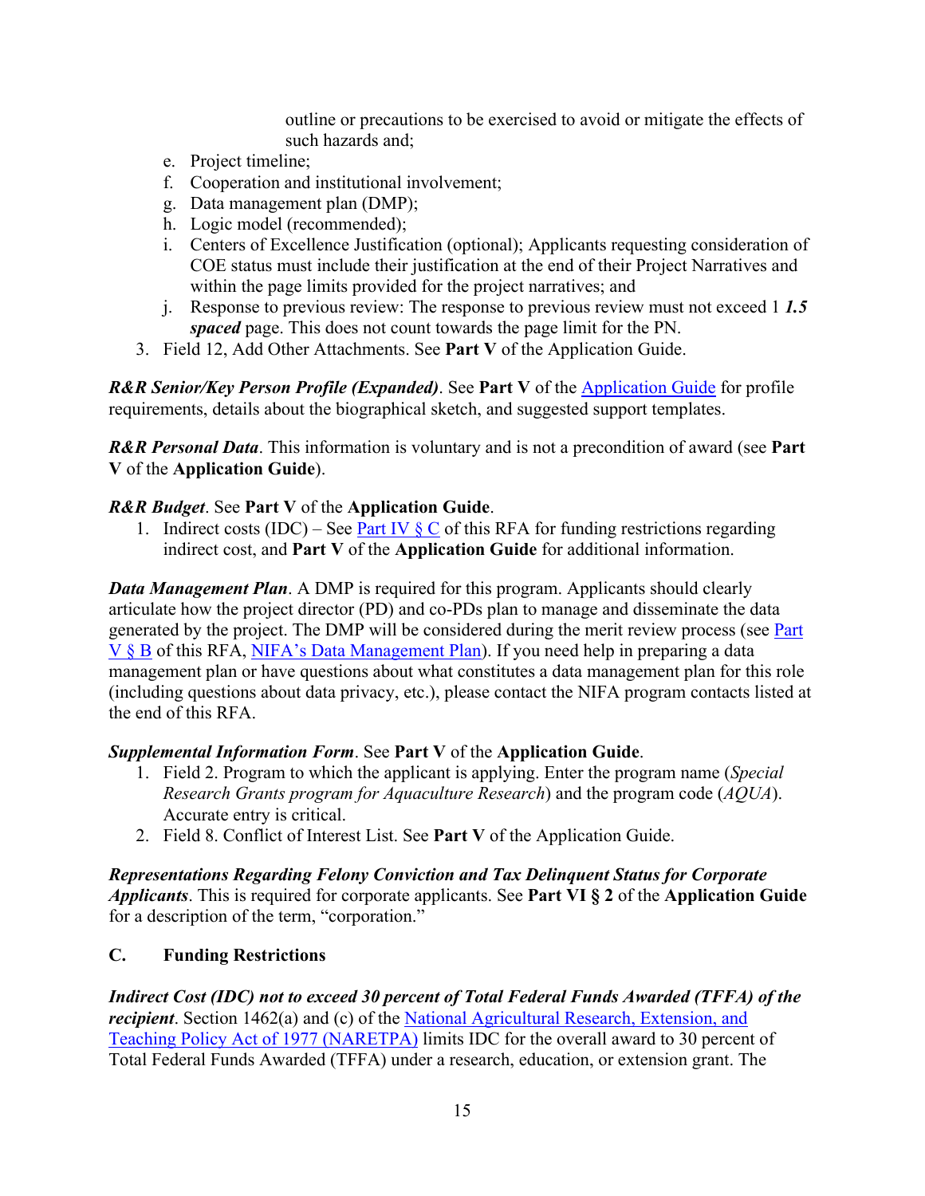outline or precautions to be exercised to avoid or mitigate the effects of such hazards and;

e. Project timeline;
f. Cooperation and institutional involvement;
g. Data management plan (DMP);
h. Logic model (recommended);
i. Centers of Excellence Justification (optional); Applicants requesting consideration of COE status must include their justification at the end of their Project Narratives and within the page limits provided for the project narratives; and
j. Response to previous review: The response to previous review must not exceed 1 ***1.5 spaced*** page. This does not count towards the page limit for the PN.

3. Field 12, Add Other Attachments. See **Part V** of the Application Guide.

***R&R Senior/Key Person Profile (Expanded)***. See **Part V** of the Application Guide for profile requirements, details about the biographical sketch, and suggested support templates.

***R&R Personal Data***. This information is voluntary and is not a precondition of award (see **Part V** of the **Application Guide**).

***R&R Budget***. See **Part V** of the **Application Guide**.

1. Indirect costs (IDC) – See Part IV § C of this RFA for funding restrictions regarding indirect cost, and **Part V** of the **Application Guide** for additional information.

***Data Management Plan***. A DMP is required for this program. Applicants should clearly articulate how the project director (PD) and co-PDs plan to manage and disseminate the data generated by the project. The DMP will be considered during the merit review process (see Part V § B of this RFA, NIFA's Data Management Plan). If you need help in preparing a data management plan or have questions about what constitutes a data management plan for this role (including questions about data privacy, etc.), please contact the NIFA program contacts listed at the end of this RFA.

***Supplemental Information Form***. See **Part V** of the **Application Guide**.

1. Field 2. Program to which the applicant is applying. Enter the program name (*Special Research Grants program for Aquaculture Research*) and the program code (*AQUA*). Accurate entry is critical.
2. Field 8. Conflict of Interest List. See **Part V** of the Application Guide.

***Representations Regarding Felony Conviction and Tax Delinquent Status for Corporate Applicants***. This is required for corporate applicants. See **Part VI § 2** of the **Application Guide** for a description of the term, "corporation."

## C. Funding Restrictions

***Indirect Cost (IDC) not to exceed 30 percent of Total Federal Funds Awarded (TFFA) of the recipient***. Section 1462(a) and (c) of the National Agricultural Research, Extension, and Teaching Policy Act of 1977 (NARETPA) limits IDC for the overall award to 30 percent of Total Federal Funds Awarded (TFFA) under a research, education, or extension grant. The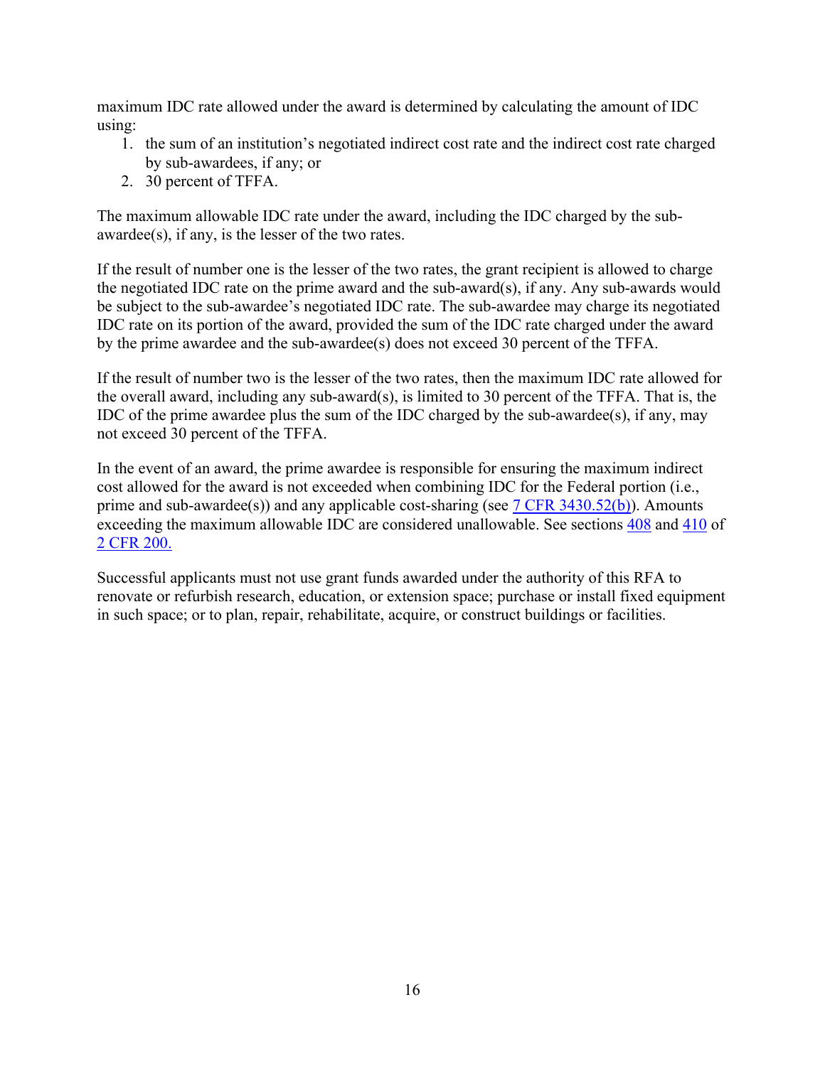maximum IDC rate allowed under the award is determined by calculating the amount of IDC using:

1. the sum of an institution's negotiated indirect cost rate and the indirect cost rate charged by sub-awardees, if any; or
2. 30 percent of TFFA.

The maximum allowable IDC rate under the award, including the IDC charged by the sub-awardee(s), if any, is the lesser of the two rates.

If the result of number one is the lesser of the two rates, the grant recipient is allowed to charge the negotiated IDC rate on the prime award and the sub-award(s), if any. Any sub-awards would be subject to the sub-awardee's negotiated IDC rate. The sub-awardee may charge its negotiated IDC rate on its portion of the award, provided the sum of the IDC rate charged under the award by the prime awardee and the sub-awardee(s) does not exceed 30 percent of the TFFA.

If the result of number two is the lesser of the two rates, then the maximum IDC rate allowed for the overall award, including any sub-award(s), is limited to 30 percent of the TFFA. That is, the IDC of the prime awardee plus the sum of the IDC charged by the sub-awardee(s), if any, may not exceed 30 percent of the TFFA.

In the event of an award, the prime awardee is responsible for ensuring the maximum indirect cost allowed for the award is not exceeded when combining IDC for the Federal portion (i.e., prime and sub-awardee(s)) and any applicable cost-sharing (see 7 CFR 3430.52(b)). Amounts exceeding the maximum allowable IDC are considered unallowable. See sections 408 and 410 of 2 CFR 200.

Successful applicants must not use grant funds awarded under the authority of this RFA to renovate or refurbish research, education, or extension space; purchase or install fixed equipment in such space; or to plan, repair, rehabilitate, acquire, or construct buildings or facilities.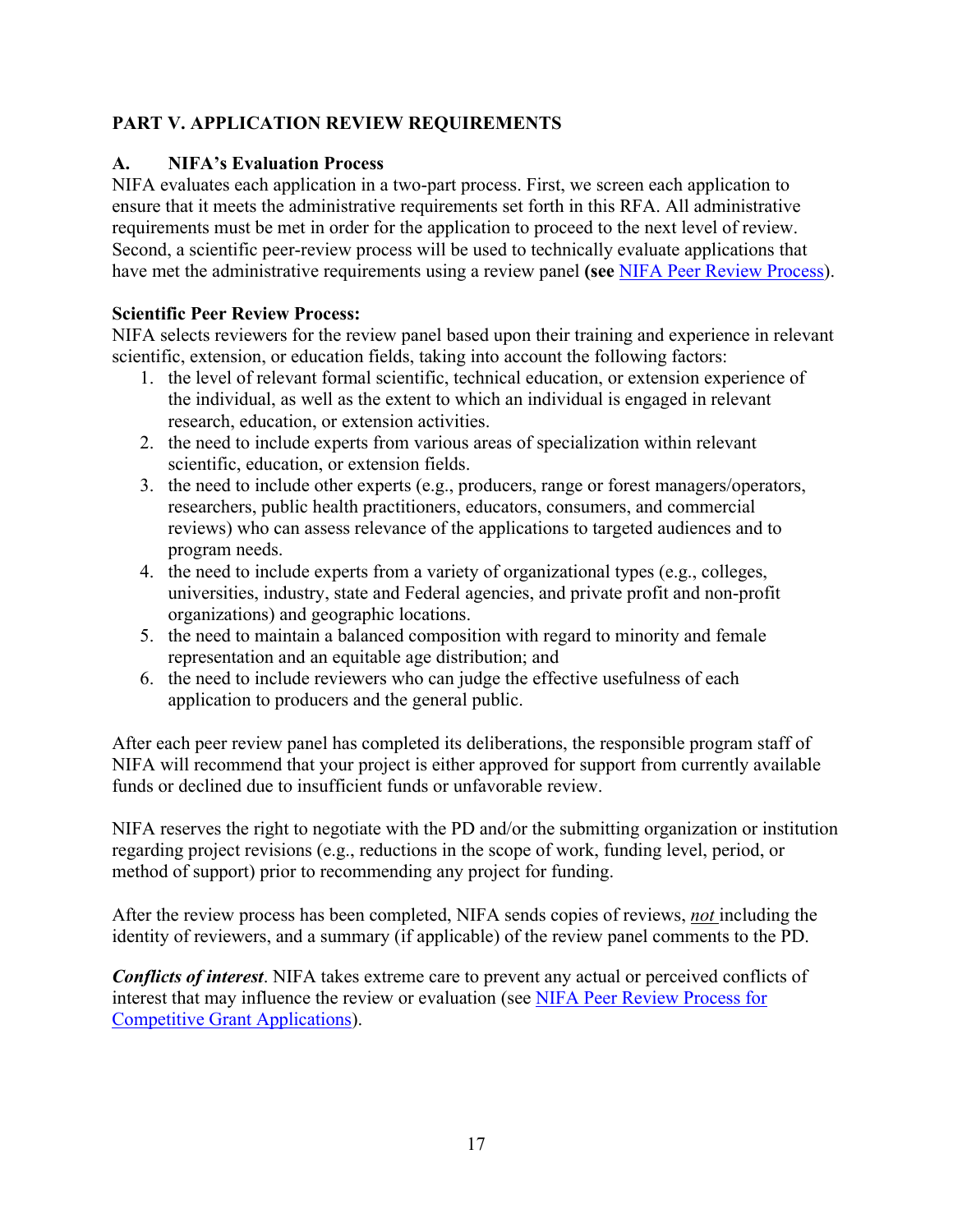## PART V. APPLICATION REVIEW REQUIREMENTS

### A. NIFA's Evaluation Process

NIFA evaluates each application in a two-part process. First, we screen each application to ensure that it meets the administrative requirements set forth in this RFA. All administrative requirements must be met in order for the application to proceed to the next level of review. Second, a scientific peer-review process will be used to technically evaluate applications that have met the administrative requirements using a review panel **(see** NIFA Peer Review Process).

**Scientific Peer Review Process:**

NIFA selects reviewers for the review panel based upon their training and experience in relevant scientific, extension, or education fields, taking into account the following factors:

1. the level of relevant formal scientific, technical education, or extension experience of the individual, as well as the extent to which an individual is engaged in relevant research, education, or extension activities.
2. the need to include experts from various areas of specialization within relevant scientific, education, or extension fields.
3. the need to include other experts (e.g., producers, range or forest managers/operators, researchers, public health practitioners, educators, consumers, and commercial reviews) who can assess relevance of the applications to targeted audiences and to program needs.
4. the need to include experts from a variety of organizational types (e.g., colleges, universities, industry, state and Federal agencies, and private profit and non-profit organizations) and geographic locations.
5. the need to maintain a balanced composition with regard to minority and female representation and an equitable age distribution; and
6. the need to include reviewers who can judge the effective usefulness of each application to producers and the general public.

After each peer review panel has completed its deliberations, the responsible program staff of NIFA will recommend that your project is either approved for support from currently available funds or declined due to insufficient funds or unfavorable review.

NIFA reserves the right to negotiate with the PD and/or the submitting organization or institution regarding project revisions (e.g., reductions in the scope of work, funding level, period, or method of support) prior to recommending any project for funding.

After the review process has been completed, NIFA sends copies of reviews, ***not*** including the identity of reviewers, and a summary (if applicable) of the review panel comments to the PD.

***Conflicts of interest***. NIFA takes extreme care to prevent any actual or perceived conflicts of interest that may influence the review or evaluation (see NIFA Peer Review Process for Competitive Grant Applications).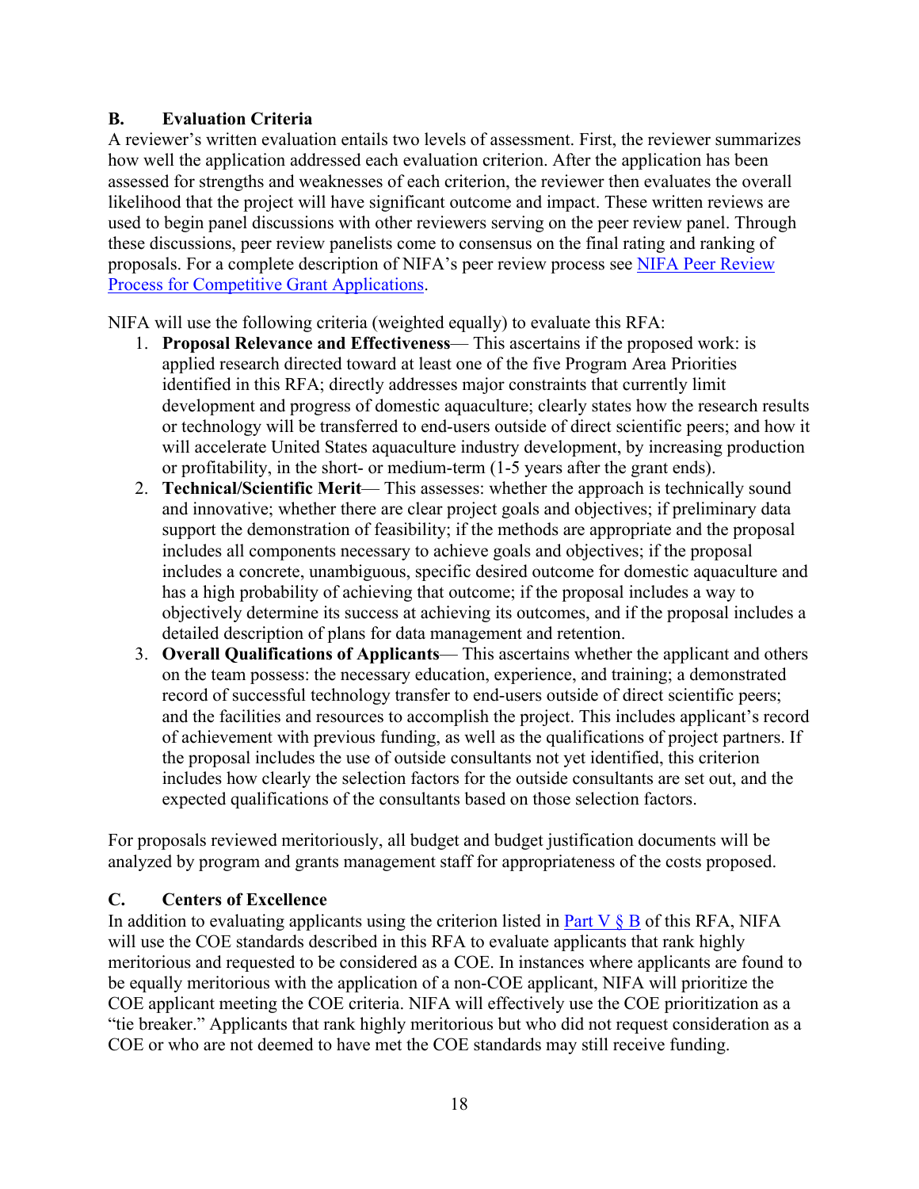## B. Evaluation Criteria

A reviewer's written evaluation entails two levels of assessment. First, the reviewer summarizes how well the application addressed each evaluation criterion. After the application has been assessed for strengths and weaknesses of each criterion, the reviewer then evaluates the overall likelihood that the project will have significant outcome and impact. These written reviews are used to begin panel discussions with other reviewers serving on the peer review panel. Through these discussions, peer review panelists come to consensus on the final rating and ranking of proposals. For a complete description of NIFA's peer review process see [NIFA Peer Review Process for Competitive Grant Applications](NIFA Peer Review Process for Competitive Grant Applications).

NIFA will use the following criteria (weighted equally) to evaluate this RFA:

1. **Proposal Relevance and Effectiveness**— This ascertains if the proposed work: is applied research directed toward at least one of the five Program Area Priorities identified in this RFA; directly addresses major constraints that currently limit development and progress of domestic aquaculture; clearly states how the research results or technology will be transferred to end-users outside of direct scientific peers; and how it will accelerate United States aquaculture industry development, by increasing production or profitability, in the short- or medium-term (1-5 years after the grant ends).
2. **Technical/Scientific Merit**— This assesses: whether the approach is technically sound and innovative; whether there are clear project goals and objectives; if preliminary data support the demonstration of feasibility; if the methods are appropriate and the proposal includes all components necessary to achieve goals and objectives; if the proposal includes a concrete, unambiguous, specific desired outcome for domestic aquaculture and has a high probability of achieving that outcome; if the proposal includes a way to objectively determine its success at achieving its outcomes, and if the proposal includes a detailed description of plans for data management and retention.
3. **Overall Qualifications of Applicants**— This ascertains whether the applicant and others on the team possess: the necessary education, experience, and training; a demonstrated record of successful technology transfer to end-users outside of direct scientific peers; and the facilities and resources to accomplish the project. This includes applicant's record of achievement with previous funding, as well as the qualifications of project partners. If the proposal includes the use of outside consultants not yet identified, this criterion includes how clearly the selection factors for the outside consultants are set out, and the expected qualifications of the consultants based on those selection factors.

For proposals reviewed meritoriously, all budget and budget justification documents will be analyzed by program and grants management staff for appropriateness of the costs proposed.

## C. Centers of Excellence

In addition to evaluating applicants using the criterion listed in Part V § B of this RFA, NIFA will use the COE standards described in this RFA to evaluate applicants that rank highly meritorious and requested to be considered as a COE. In instances where applicants are found to be equally meritorious with the application of a non-COE applicant, NIFA will prioritize the COE applicant meeting the COE criteria. NIFA will effectively use the COE prioritization as a "tie breaker." Applicants that rank highly meritorious but who did not request consideration as a COE or who are not deemed to have met the COE standards may still receive funding.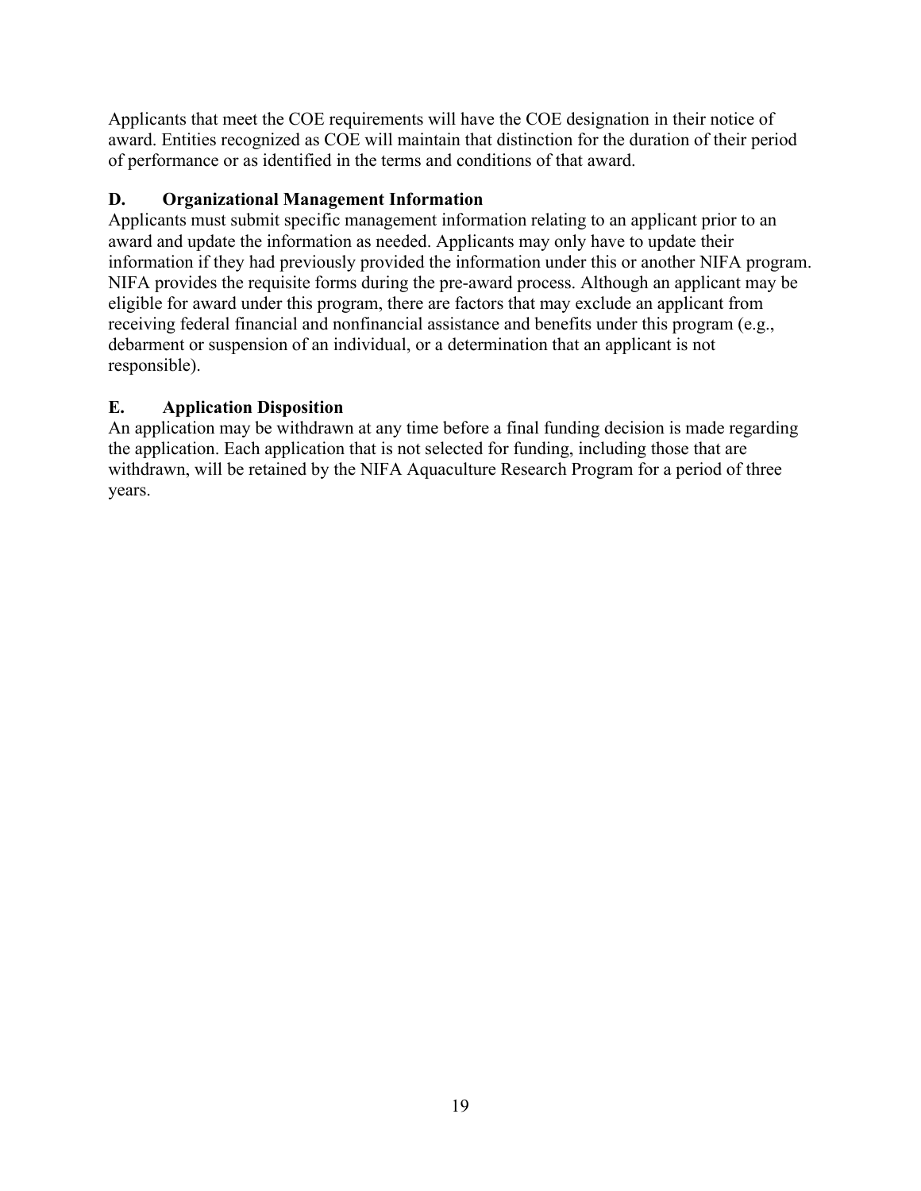Applicants that meet the COE requirements will have the COE designation in their notice of award. Entities recognized as COE will maintain that distinction for the duration of their period of performance or as identified in the terms and conditions of that award.

### D. Organizational Management Information

Applicants must submit specific management information relating to an applicant prior to an award and update the information as needed. Applicants may only have to update their information if they had previously provided the information under this or another NIFA program. NIFA provides the requisite forms during the pre-award process. Although an applicant may be eligible for award under this program, there are factors that may exclude an applicant from receiving federal financial and nonfinancial assistance and benefits under this program (e.g., debarment or suspension of an individual, or a determination that an applicant is not responsible).

### E. Application Disposition

An application may be withdrawn at any time before a final funding decision is made regarding the application. Each application that is not selected for funding, including those that are withdrawn, will be retained by the NIFA Aquaculture Research Program for a period of three years.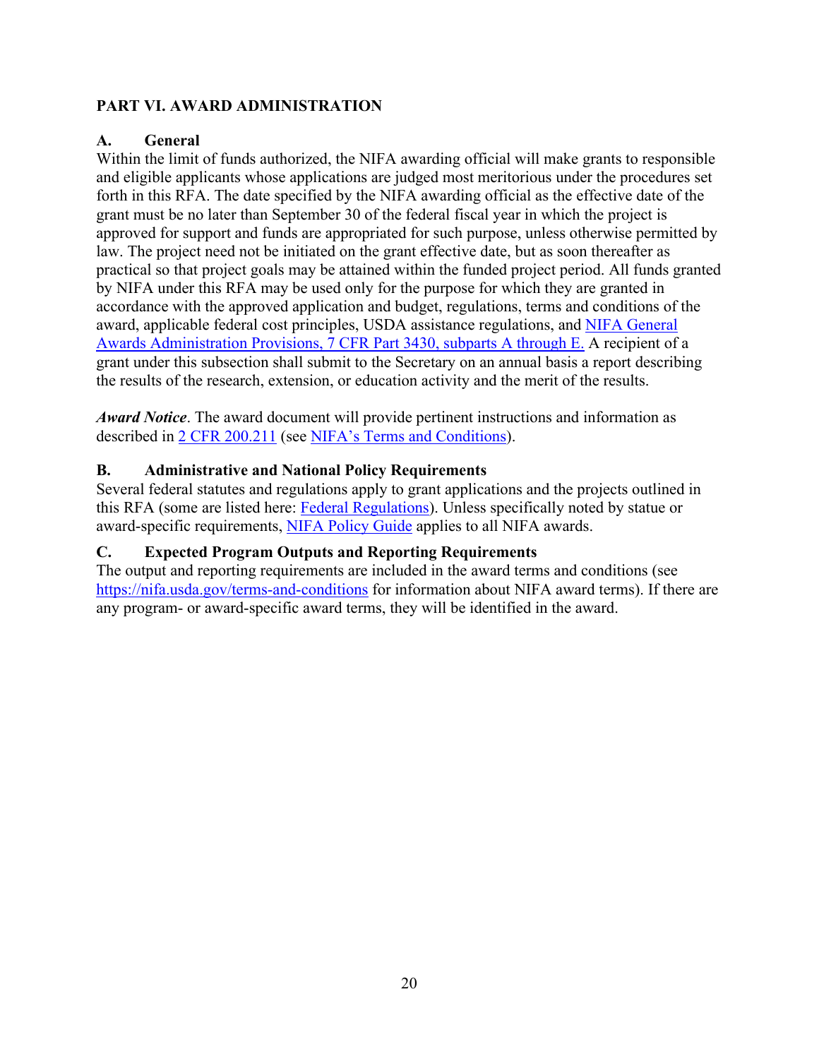## PART VI. AWARD ADMINISTRATION

### A. General

Within the limit of funds authorized, the NIFA awarding official will make grants to responsible and eligible applicants whose applications are judged most meritorious under the procedures set forth in this RFA. The date specified by the NIFA awarding official as the effective date of the grant must be no later than September 30 of the federal fiscal year in which the project is approved for support and funds are appropriated for such purpose, unless otherwise permitted by law. The project need not be initiated on the grant effective date, but as soon thereafter as practical so that project goals may be attained within the funded project period. All funds granted by NIFA under this RFA may be used only for the purpose for which they are granted in accordance with the approved application and budget, regulations, terms and conditions of the award, applicable federal cost principles, USDA assistance regulations, and NIFA General Awards Administration Provisions, 7 CFR Part 3430, subparts A through E. A recipient of a grant under this subsection shall submit to the Secretary on an annual basis a report describing the results of the research, extension, or education activity and the merit of the results.

***Award Notice***. The award document will provide pertinent instructions and information as described in 2 CFR 200.211 (see NIFA's Terms and Conditions).

### B. Administrative and National Policy Requirements

Several federal statutes and regulations apply to grant applications and the projects outlined in this RFA (some are listed here: Federal Regulations). Unless specifically noted by statue or award-specific requirements, NIFA Policy Guide applies to all NIFA awards.

### C. Expected Program Outputs and Reporting Requirements

The output and reporting requirements are included in the award terms and conditions (see https://nifa.usda.gov/terms-and-conditions for information about NIFA award terms). If there are any program- or award-specific award terms, they will be identified in the award.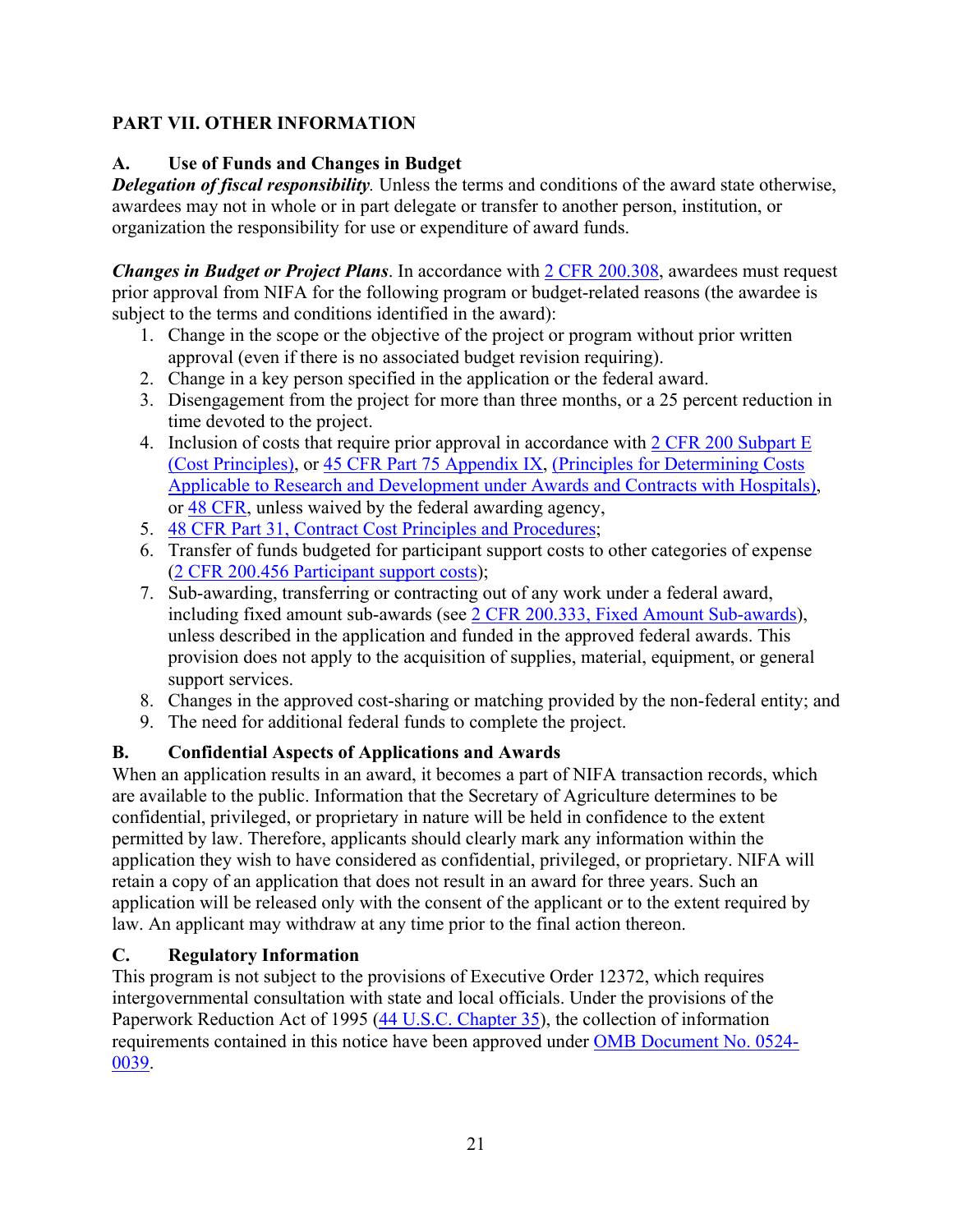## PART VII. OTHER INFORMATION

### A. Use of Funds and Changes in Budget

***Delegation of fiscal responsibility.*** Unless the terms and conditions of the award state otherwise, awardees may not in whole or in part delegate or transfer to another person, institution, or organization the responsibility for use or expenditure of award funds.

***Changes in Budget or Project Plans***. In accordance with 2 CFR 200.308, awardees must request prior approval from NIFA for the following program or budget-related reasons (the awardee is subject to the terms and conditions identified in the award):

1. Change in the scope or the objective of the project or program without prior written approval (even if there is no associated budget revision requiring).
2. Change in a key person specified in the application or the federal award.
3. Disengagement from the project for more than three months, or a 25 percent reduction in time devoted to the project.
4. Inclusion of costs that require prior approval in accordance with 2 CFR 200 Subpart E (Cost Principles), or 45 CFR Part 75 Appendix IX, (Principles for Determining Costs Applicable to Research and Development under Awards and Contracts with Hospitals), or 48 CFR, unless waived by the federal awarding agency,
5. 48 CFR Part 31, Contract Cost Principles and Procedures;
6. Transfer of funds budgeted for participant support costs to other categories of expense (2 CFR 200.456 Participant support costs);
7. Sub-awarding, transferring or contracting out of any work under a federal award, including fixed amount sub-awards (see 2 CFR 200.333, Fixed Amount Sub-awards), unless described in the application and funded in the approved federal awards. This provision does not apply to the acquisition of supplies, material, equipment, or general support services.
8. Changes in the approved cost-sharing or matching provided by the non-federal entity; and
9. The need for additional federal funds to complete the project.

### B. Confidential Aspects of Applications and Awards

When an application results in an award, it becomes a part of NIFA transaction records, which are available to the public. Information that the Secretary of Agriculture determines to be confidential, privileged, or proprietary in nature will be held in confidence to the extent permitted by law. Therefore, applicants should clearly mark any information within the application they wish to have considered as confidential, privileged, or proprietary. NIFA will retain a copy of an application that does not result in an award for three years. Such an application will be released only with the consent of the applicant or to the extent required by law. An applicant may withdraw at any time prior to the final action thereon.

### C. Regulatory Information

This program is not subject to the provisions of Executive Order 12372, which requires intergovernmental consultation with state and local officials. Under the provisions of the Paperwork Reduction Act of 1995 (44 U.S.C. Chapter 35), the collection of information requirements contained in this notice have been approved under OMB Document No. 0524-0039.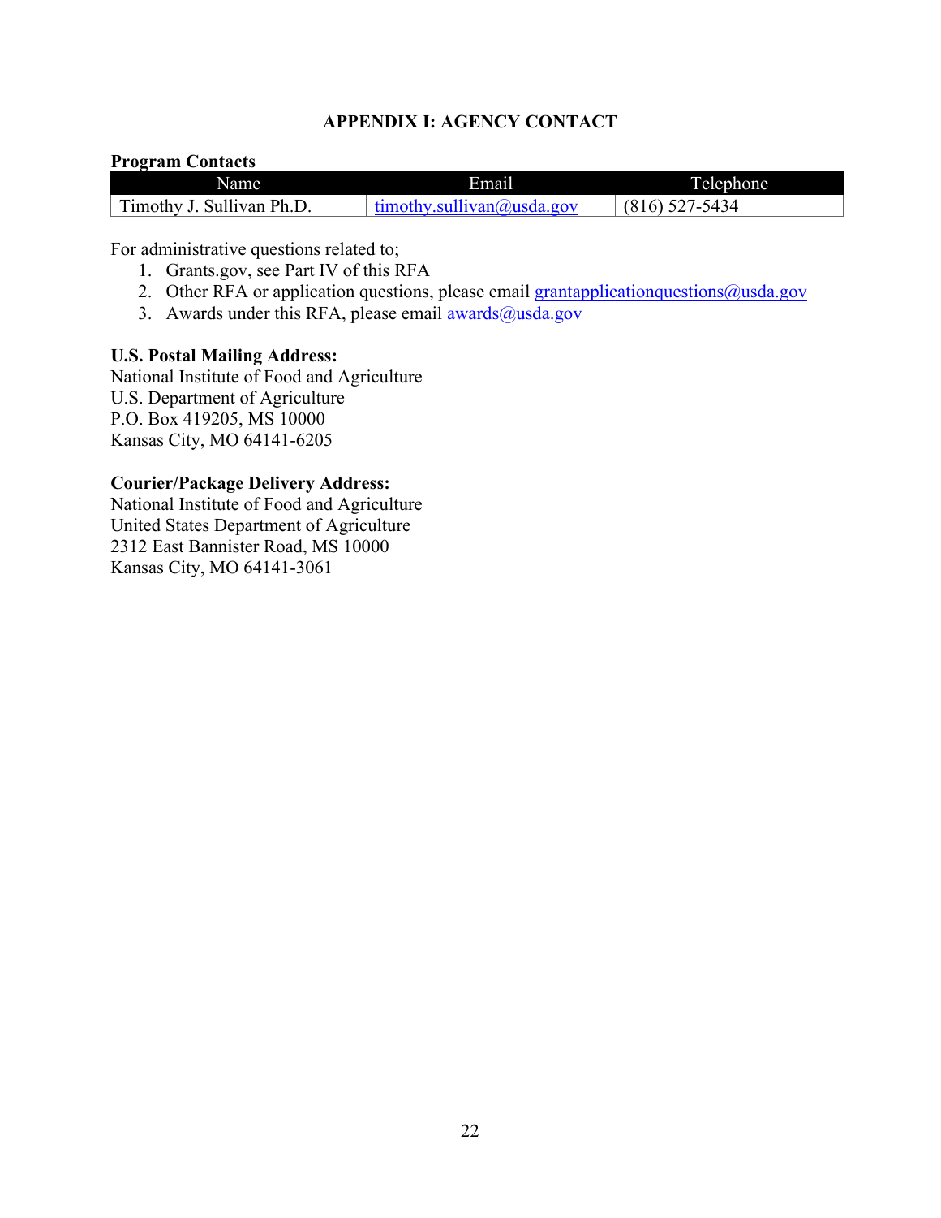## APPENDIX I: AGENCY CONTACT

**Program Contacts**

| Name | Email | Telephone |
| --- | --- | --- |
| Timothy J. Sullivan Ph.D. | timothy.sullivan@usda.gov | (816) 527-5434 |

For administrative questions related to;

1. Grants.gov, see Part IV of this RFA
2. Other RFA or application questions, please email grantapplicationquestions@usda.gov
3. Awards under this RFA, please email awards@usda.gov

**U.S. Postal Mailing Address:**
National Institute of Food and Agriculture
U.S. Department of Agriculture
P.O. Box 419205, MS 10000
Kansas City, MO 64141-6205

**Courier/Package Delivery Address:**
National Institute of Food and Agriculture
United States Department of Agriculture
2312 East Bannister Road, MS 10000
Kansas City, MO 64141-3061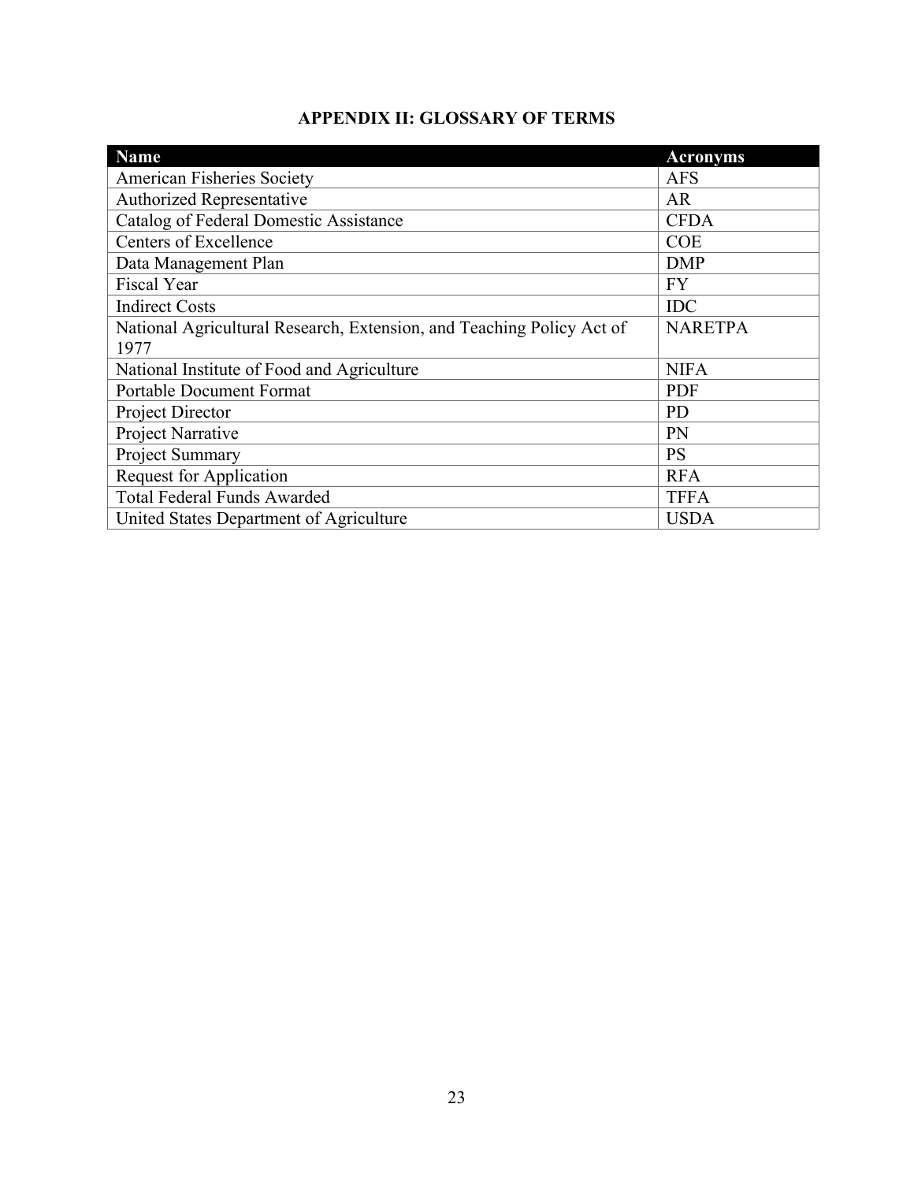# APPENDIX II: GLOSSARY OF TERMS

| Name | Acronyms |
|---|---|
| American Fisheries Society | AFS |
| Authorized Representative | AR |
| Catalog of Federal Domestic Assistance | CFDA |
| Centers of Excellence | COE |
| Data Management Plan | DMP |
| Fiscal Year | FY |
| Indirect Costs | IDC |
| National Agricultural Research, Extension, and Teaching Policy Act of 1977 | NARETPA |
| National Institute of Food and Agriculture | NIFA |
| Portable Document Format | PDF |
| Project Director | PD |
| Project Narrative | PN |
| Project Summary | PS |
| Request for Application | RFA |
| Total Federal Funds Awarded | TFFA |
| United States Department of Agriculture | USDA |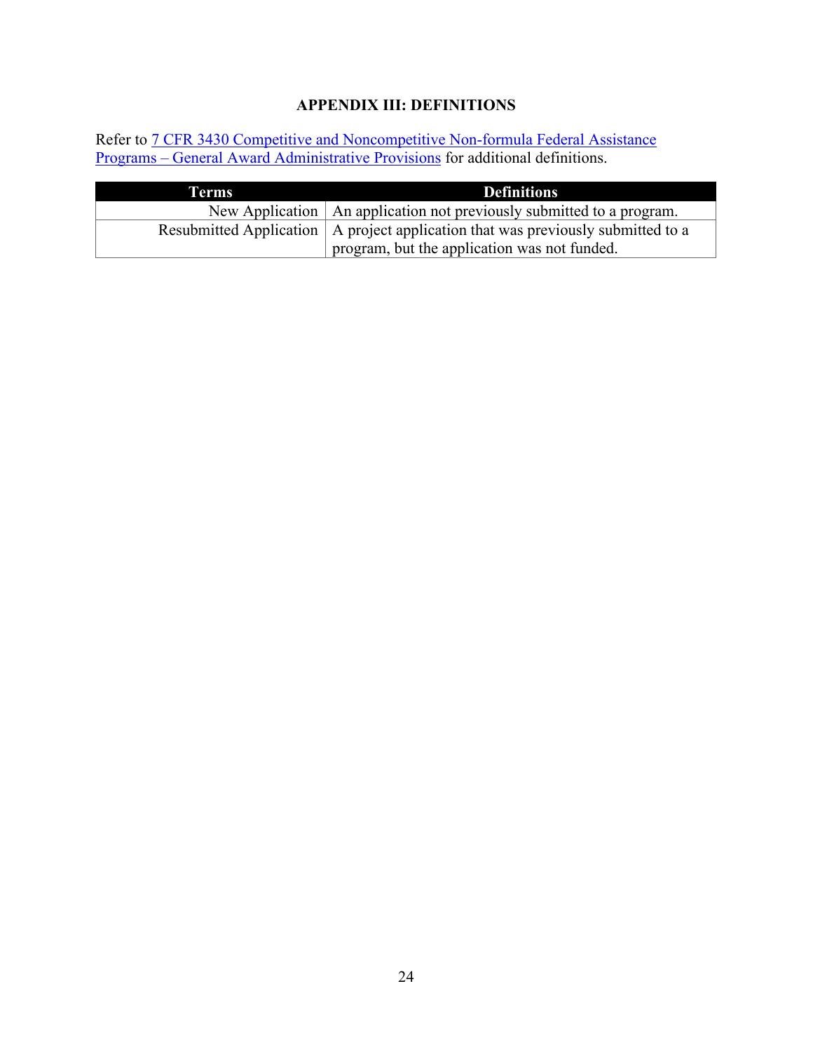# APPENDIX III: DEFINITIONS

Refer to [7 CFR 3430 Competitive and Noncompetitive Non-formula Federal Assistance Programs – General Award Administrative Provisions] for additional definitions.

| Terms | Definitions |
|---|---|
| New Application | An application not previously submitted to a program. |
| Resubmitted Application | A project application that was previously submitted to a program, but the application was not funded. |